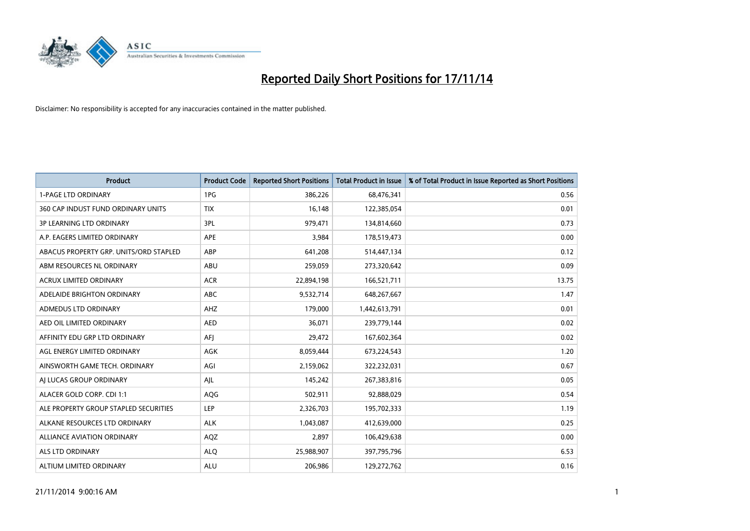# Reported Daily Short Positions for 17/11/14

Disclaimer: No responsibility is accepted for any inaccuracies contained in the matter published.

| Product | Product Code | Reported Short Positions | Total Product in Issue | % of Total Product in Issue Reported as Short Positions |
|---|---|---|---|---|
| 1-PAGE LTD ORDINARY | 1PG | 386,226 | 68,476,341 | 0.56 |
| 360 CAP INDUST FUND ORDINARY UNITS | TIX | 16,148 | 122,385,054 | 0.01 |
| 3P LEARNING LTD ORDINARY | 3PL | 979,471 | 134,814,660 | 0.73 |
| A.P. EAGERS LIMITED ORDINARY | APE | 3,984 | 178,519,473 | 0.00 |
| ABACUS PROPERTY GRP. UNITS/ORD STAPLED | ABP | 641,208 | 514,447,134 | 0.12 |
| ABM RESOURCES NL ORDINARY | ABU | 259,059 | 273,320,642 | 0.09 |
| ACRUX LIMITED ORDINARY | ACR | 22,894,198 | 166,521,711 | 13.75 |
| ADELAIDE BRIGHTON ORDINARY | ABC | 9,532,714 | 648,267,667 | 1.47 |
| ADMEDUS LTD ORDINARY | AHZ | 179,000 | 1,442,613,791 | 0.01 |
| AED OIL LIMITED ORDINARY | AED | 36,071 | 239,779,144 | 0.02 |
| AFFINITY EDU GRP LTD ORDINARY | AFJ | 29,472 | 167,602,364 | 0.02 |
| AGL ENERGY LIMITED ORDINARY | AGK | 8,059,444 | 673,224,543 | 1.20 |
| AINSWORTH GAME TECH. ORDINARY | AGI | 2,159,062 | 322,232,031 | 0.67 |
| AJ LUCAS GROUP ORDINARY | AJL | 145,242 | 267,383,816 | 0.05 |
| ALACER GOLD CORP. CDI 1:1 | AQG | 502,911 | 92,888,029 | 0.54 |
| ALE PROPERTY GROUP STAPLED SECURITIES | LEP | 2,326,703 | 195,702,333 | 1.19 |
| ALKANE RESOURCES LTD ORDINARY | ALK | 1,043,087 | 412,639,000 | 0.25 |
| ALLIANCE AVIATION ORDINARY | AQZ | 2,897 | 106,429,638 | 0.00 |
| ALS LTD ORDINARY | ALQ | 25,988,907 | 397,795,796 | 6.53 |
| ALTIUM LIMITED ORDINARY | ALU | 206,986 | 129,272,762 | 0.16 |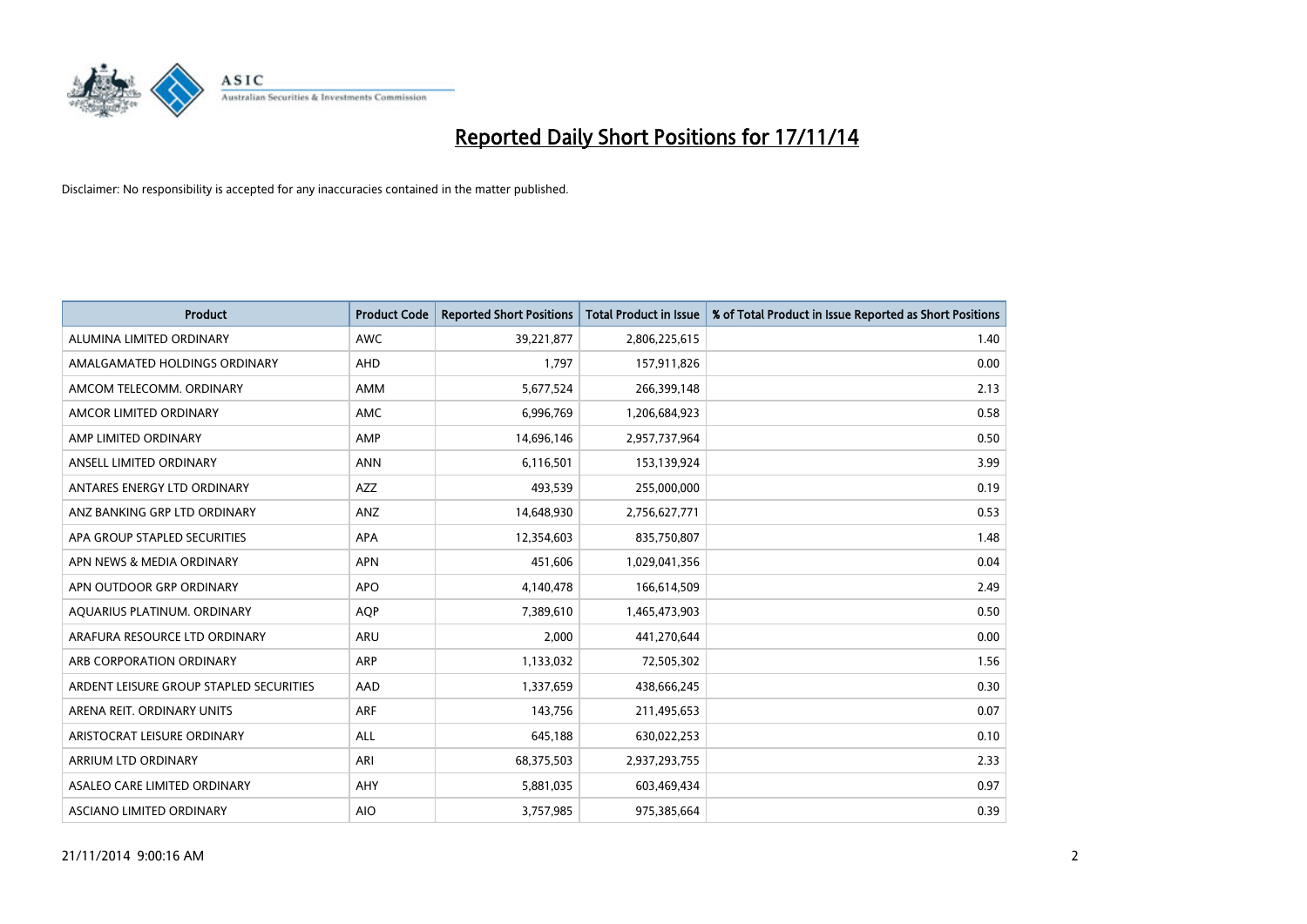# Reported Daily Short Positions for 17/11/14

Disclaimer: No responsibility is accepted for any inaccuracies contained in the matter published.

| Product | Product Code | Reported Short Positions | Total Product in Issue | % of Total Product in Issue Reported as Short Positions |
|---|---|---|---|---|
| ALUMINA LIMITED ORDINARY | AWC | 39,221,877 | 2,806,225,615 | 1.40 |
| AMALGAMATED HOLDINGS ORDINARY | AHD | 1,797 | 157,911,826 | 0.00 |
| AMCOM TELECOMM. ORDINARY | AMM | 5,677,524 | 266,399,148 | 2.13 |
| AMCOR LIMITED ORDINARY | AMC | 6,996,769 | 1,206,684,923 | 0.58 |
| AMP LIMITED ORDINARY | AMP | 14,696,146 | 2,957,737,964 | 0.50 |
| ANSELL LIMITED ORDINARY | ANN | 6,116,501 | 153,139,924 | 3.99 |
| ANTARES ENERGY LTD ORDINARY | AZZ | 493,539 | 255,000,000 | 0.19 |
| ANZ BANKING GRP LTD ORDINARY | ANZ | 14,648,930 | 2,756,627,771 | 0.53 |
| APA GROUP STAPLED SECURITIES | APA | 12,354,603 | 835,750,807 | 1.48 |
| APN NEWS & MEDIA ORDINARY | APN | 451,606 | 1,029,041,356 | 0.04 |
| APN OUTDOOR GRP ORDINARY | APO | 4,140,478 | 166,614,509 | 2.49 |
| AQUARIUS PLATINUM. ORDINARY | AQP | 7,389,610 | 1,465,473,903 | 0.50 |
| ARAFURA RESOURCE LTD ORDINARY | ARU | 2,000 | 441,270,644 | 0.00 |
| ARB CORPORATION ORDINARY | ARP | 1,133,032 | 72,505,302 | 1.56 |
| ARDENT LEISURE GROUP STAPLED SECURITIES | AAD | 1,337,659 | 438,666,245 | 0.30 |
| ARENA REIT. ORDINARY UNITS | ARF | 143,756 | 211,495,653 | 0.07 |
| ARISTOCRAT LEISURE ORDINARY | ALL | 645,188 | 630,022,253 | 0.10 |
| ARRIUM LTD ORDINARY | ARI | 68,375,503 | 2,937,293,755 | 2.33 |
| ASALEO CARE LIMITED ORDINARY | AHY | 5,881,035 | 603,469,434 | 0.97 |
| ASCIANO LIMITED ORDINARY | AIO | 3,757,985 | 975,385,664 | 0.39 |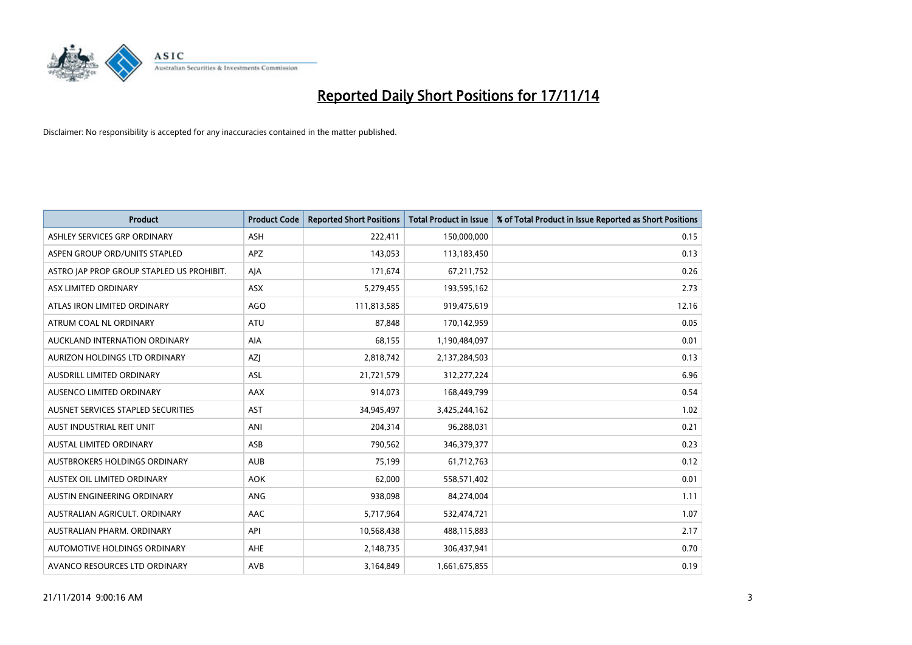# Reported Daily Short Positions for 17/11/14

Disclaimer: No responsibility is accepted for any inaccuracies contained in the matter published.

| Product | Product Code | Reported Short Positions | Total Product in Issue | % of Total Product in Issue Reported as Short Positions |
|---|---|---|---|---|
| ASHLEY SERVICES GRP ORDINARY | ASH | 222,411 | 150,000,000 | 0.15 |
| ASPEN GROUP ORD/UNITS STAPLED | APZ | 143,053 | 113,183,450 | 0.13 |
| ASTRO JAP PROP GROUP STAPLED US PROHIBIT. | AJA | 171,674 | 67,211,752 | 0.26 |
| ASX LIMITED ORDINARY | ASX | 5,279,455 | 193,595,162 | 2.73 |
| ATLAS IRON LIMITED ORDINARY | AGO | 111,813,585 | 919,475,619 | 12.16 |
| ATRUM COAL NL ORDINARY | ATU | 87,848 | 170,142,959 | 0.05 |
| AUCKLAND INTERNATION ORDINARY | AIA | 68,155 | 1,190,484,097 | 0.01 |
| AURIZON HOLDINGS LTD ORDINARY | AZJ | 2,818,742 | 2,137,284,503 | 0.13 |
| AUSDRILL LIMITED ORDINARY | ASL | 21,721,579 | 312,277,224 | 6.96 |
| AUSENCO LIMITED ORDINARY | AAX | 914,073 | 168,449,799 | 0.54 |
| AUSNET SERVICES STAPLED SECURITIES | AST | 34,945,497 | 3,425,244,162 | 1.02 |
| AUST INDUSTRIAL REIT UNIT | ANI | 204,314 | 96,288,031 | 0.21 |
| AUSTAL LIMITED ORDINARY | ASB | 790,562 | 346,379,377 | 0.23 |
| AUSTBROKERS HOLDINGS ORDINARY | AUB | 75,199 | 61,712,763 | 0.12 |
| AUSTEX OIL LIMITED ORDINARY | AOK | 62,000 | 558,571,402 | 0.01 |
| AUSTIN ENGINEERING ORDINARY | ANG | 938,098 | 84,274,004 | 1.11 |
| AUSTRALIAN AGRICULT. ORDINARY | AAC | 5,717,964 | 532,474,721 | 1.07 |
| AUSTRALIAN PHARM. ORDINARY | API | 10,568,438 | 488,115,883 | 2.17 |
| AUTOMOTIVE HOLDINGS ORDINARY | AHE | 2,148,735 | 306,437,941 | 0.70 |
| AVANCO RESOURCES LTD ORDINARY | AVB | 3,164,849 | 1,661,675,855 | 0.19 |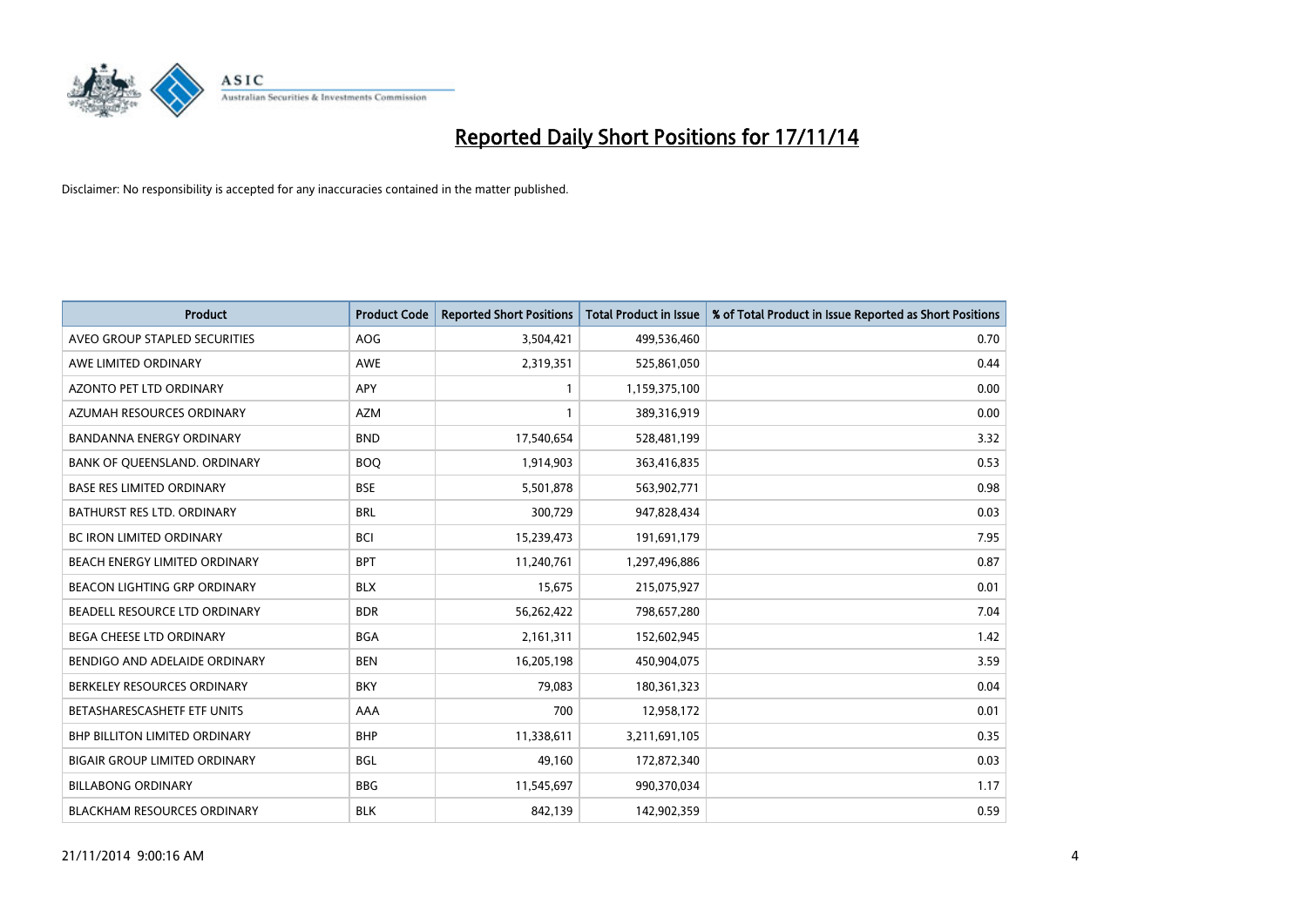# Reported Daily Short Positions for 17/11/14

Disclaimer: No responsibility is accepted for any inaccuracies contained in the matter published.

| Product | Product Code | Reported Short Positions | Total Product in Issue | % of Total Product in Issue Reported as Short Positions |
| --- | --- | --- | --- | --- |
| AVEO GROUP STAPLED SECURITIES | AOG | 3,504,421 | 499,536,460 | 0.70 |
| AWE LIMITED ORDINARY | AWE | 2,319,351 | 525,861,050 | 0.44 |
| AZONTO PET LTD ORDINARY | APY | 1 | 1,159,375,100 | 0.00 |
| AZUMAH RESOURCES ORDINARY | AZM | 1 | 389,316,919 | 0.00 |
| BANDANNA ENERGY ORDINARY | BND | 17,540,654 | 528,481,199 | 3.32 |
| BANK OF QUEENSLAND. ORDINARY | BOQ | 1,914,903 | 363,416,835 | 0.53 |
| BASE RES LIMITED ORDINARY | BSE | 5,501,878 | 563,902,771 | 0.98 |
| BATHURST RES LTD. ORDINARY | BRL | 300,729 | 947,828,434 | 0.03 |
| BC IRON LIMITED ORDINARY | BCI | 15,239,473 | 191,691,179 | 7.95 |
| BEACH ENERGY LIMITED ORDINARY | BPT | 11,240,761 | 1,297,496,886 | 0.87 |
| BEACON LIGHTING GRP ORDINARY | BLX | 15,675 | 215,075,927 | 0.01 |
| BEADELL RESOURCE LTD ORDINARY | BDR | 56,262,422 | 798,657,280 | 7.04 |
| BEGA CHEESE LTD ORDINARY | BGA | 2,161,311 | 152,602,945 | 1.42 |
| BENDIGO AND ADELAIDE ORDINARY | BEN | 16,205,198 | 450,904,075 | 3.59 |
| BERKELEY RESOURCES ORDINARY | BKY | 79,083 | 180,361,323 | 0.04 |
| BETASHARESCASHETF ETF UNITS | AAA | 700 | 12,958,172 | 0.01 |
| BHP BILLITON LIMITED ORDINARY | BHP | 11,338,611 | 3,211,691,105 | 0.35 |
| BIGAIR GROUP LIMITED ORDINARY | BGL | 49,160 | 172,872,340 | 0.03 |
| BILLABONG ORDINARY | BBG | 11,545,697 | 990,370,034 | 1.17 |
| BLACKHAM RESOURCES ORDINARY | BLK | 842,139 | 142,902,359 | 0.59 |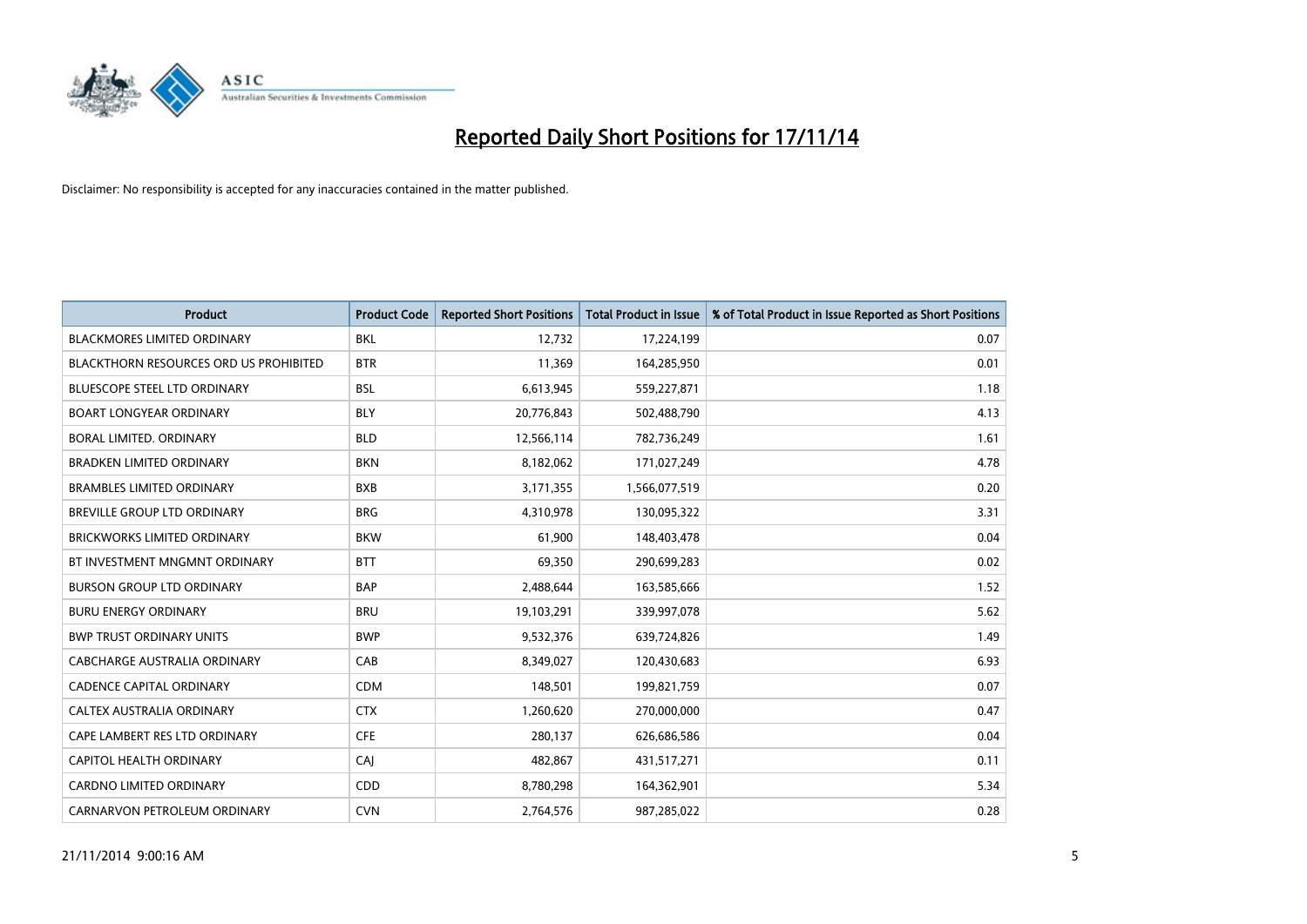# Reported Daily Short Positions for 17/11/14

Disclaimer: No responsibility is accepted for any inaccuracies contained in the matter published.

| Product | Product Code | Reported Short Positions | Total Product in Issue | % of Total Product in Issue Reported as Short Positions |
|---|---|---|---|---|
| BLACKMORES LIMITED ORDINARY | BKL | 12,732 | 17,224,199 | 0.07 |
| BLACKTHORN RESOURCES ORD US PROHIBITED | BTR | 11,369 | 164,285,950 | 0.01 |
| BLUESCOPE STEEL LTD ORDINARY | BSL | 6,613,945 | 559,227,871 | 1.18 |
| BOART LONGYEAR ORDINARY | BLY | 20,776,843 | 502,488,790 | 4.13 |
| BORAL LIMITED. ORDINARY | BLD | 12,566,114 | 782,736,249 | 1.61 |
| BRADKEN LIMITED ORDINARY | BKN | 8,182,062 | 171,027,249 | 4.78 |
| BRAMBLES LIMITED ORDINARY | BXB | 3,171,355 | 1,566,077,519 | 0.20 |
| BREVILLE GROUP LTD ORDINARY | BRG | 4,310,978 | 130,095,322 | 3.31 |
| BRICKWORKS LIMITED ORDINARY | BKW | 61,900 | 148,403,478 | 0.04 |
| BT INVESTMENT MNGMNT ORDINARY | BTT | 69,350 | 290,699,283 | 0.02 |
| BURSON GROUP LTD ORDINARY | BAP | 2,488,644 | 163,585,666 | 1.52 |
| BURU ENERGY ORDINARY | BRU | 19,103,291 | 339,997,078 | 5.62 |
| BWP TRUST ORDINARY UNITS | BWP | 9,532,376 | 639,724,826 | 1.49 |
| CABCHARGE AUSTRALIA ORDINARY | CAB | 8,349,027 | 120,430,683 | 6.93 |
| CADENCE CAPITAL ORDINARY | CDM | 148,501 | 199,821,759 | 0.07 |
| CALTEX AUSTRALIA ORDINARY | CTX | 1,260,620 | 270,000,000 | 0.47 |
| CAPE LAMBERT RES LTD ORDINARY | CFE | 280,137 | 626,686,586 | 0.04 |
| CAPITOL HEALTH ORDINARY | CAJ | 482,867 | 431,517,271 | 0.11 |
| CARDNO LIMITED ORDINARY | CDD | 8,780,298 | 164,362,901 | 5.34 |
| CARNARVON PETROLEUM ORDINARY | CVN | 2,764,576 | 987,285,022 | 0.28 |

21/11/2014 9:00:16 AM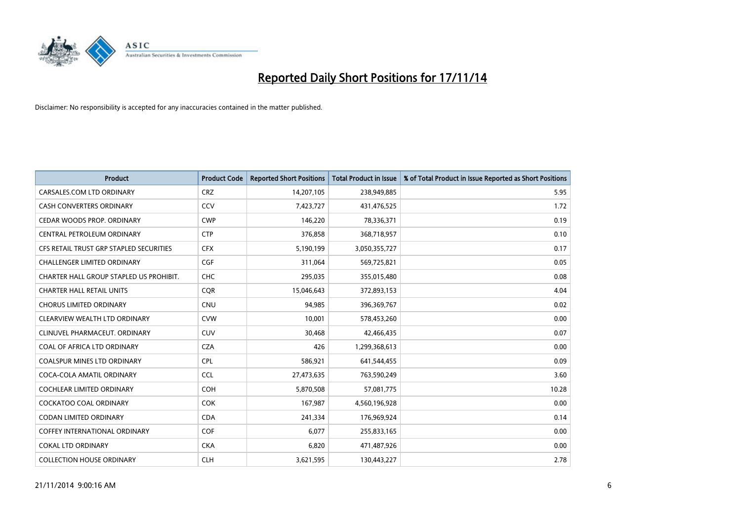# Reported Daily Short Positions for 17/11/14

Disclaimer: No responsibility is accepted for any inaccuracies contained in the matter published.

| Product | Product Code | Reported Short Positions | Total Product in Issue | % of Total Product in Issue Reported as Short Positions |
|---|---|---|---|---|
| CARSALES.COM LTD ORDINARY | CRZ | 14,207,105 | 238,949,885 | 5.95 |
| CASH CONVERTERS ORDINARY | CCV | 7,423,727 | 431,476,525 | 1.72 |
| CEDAR WOODS PROP. ORDINARY | CWP | 146,220 | 78,336,371 | 0.19 |
| CENTRAL PETROLEUM ORDINARY | CTP | 376,858 | 368,718,957 | 0.10 |
| CFS RETAIL TRUST GRP STAPLED SECURITIES | CFX | 5,190,199 | 3,050,355,727 | 0.17 |
| CHALLENGER LIMITED ORDINARY | CGF | 311,064 | 569,725,821 | 0.05 |
| CHARTER HALL GROUP STAPLED US PROHIBIT. | CHC | 295,035 | 355,015,480 | 0.08 |
| CHARTER HALL RETAIL UNITS | CQR | 15,046,643 | 372,893,153 | 4.04 |
| CHORUS LIMITED ORDINARY | CNU | 94,985 | 396,369,767 | 0.02 |
| CLEARVIEW WEALTH LTD ORDINARY | CVW | 10,001 | 578,453,260 | 0.00 |
| CLINUVEL PHARMACEUT. ORDINARY | CUV | 30,468 | 42,466,435 | 0.07 |
| COAL OF AFRICA LTD ORDINARY | CZA | 426 | 1,299,368,613 | 0.00 |
| COALSPUR MINES LTD ORDINARY | CPL | 586,921 | 641,544,455 | 0.09 |
| COCA-COLA AMATIL ORDINARY | CCL | 27,473,635 | 763,590,249 | 3.60 |
| COCHLEAR LIMITED ORDINARY | COH | 5,870,508 | 57,081,775 | 10.28 |
| COCKATOO COAL ORDINARY | COK | 167,987 | 4,560,196,928 | 0.00 |
| CODAN LIMITED ORDINARY | CDA | 241,334 | 176,969,924 | 0.14 |
| COFFEY INTERNATIONAL ORDINARY | COF | 6,077 | 255,833,165 | 0.00 |
| COKAL LTD ORDINARY | CKA | 6,820 | 471,487,926 | 0.00 |
| COLLECTION HOUSE ORDINARY | CLH | 3,621,595 | 130,443,227 | 2.78 |

21/11/2014 9:00:16 AM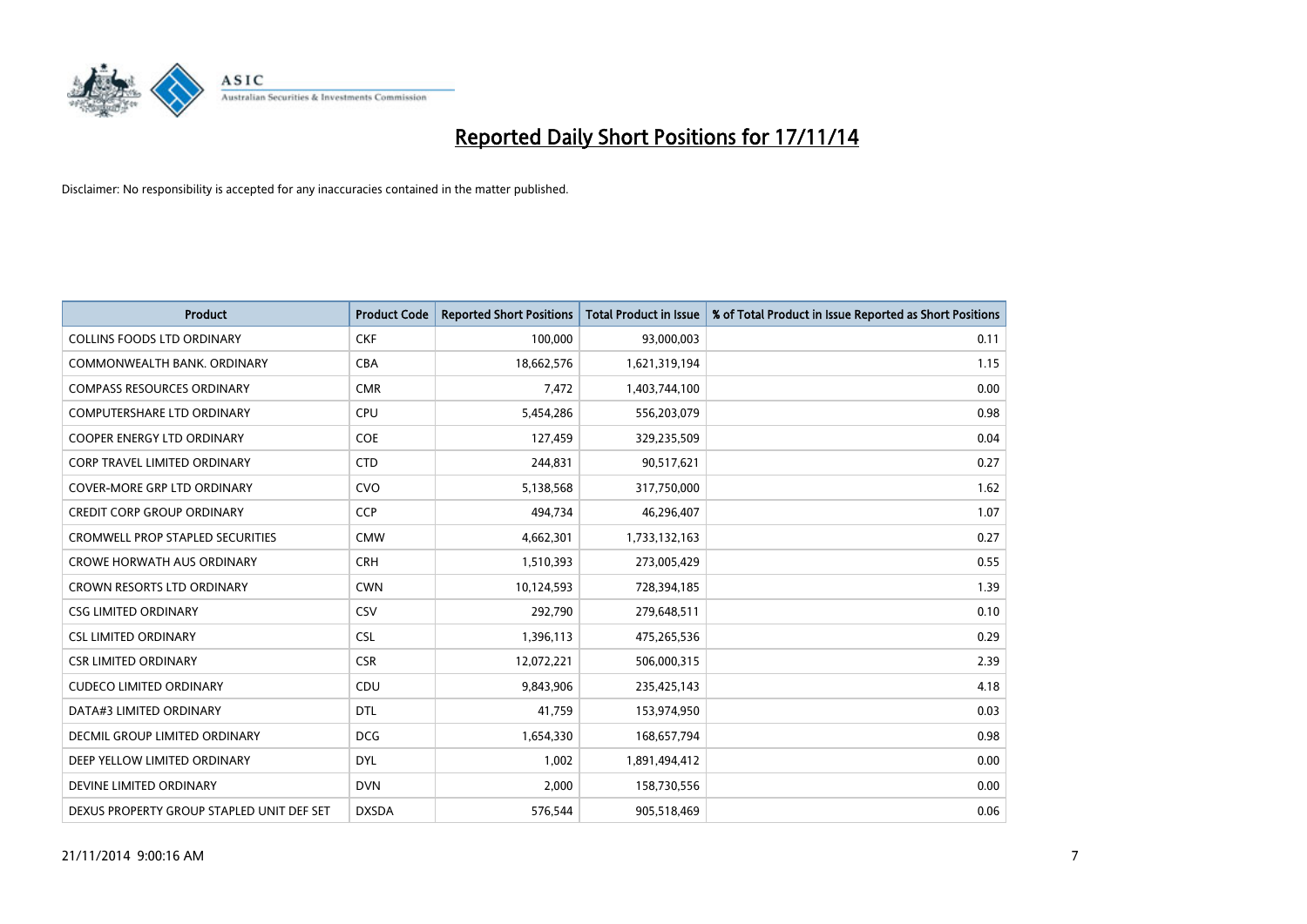# Reported Daily Short Positions for 17/11/14

Disclaimer: No responsibility is accepted for any inaccuracies contained in the matter published.

| Product | Product Code | Reported Short Positions | Total Product in Issue | % of Total Product in Issue Reported as Short Positions |
|---|---|---|---|---|
| COLLINS FOODS LTD ORDINARY | CKF | 100,000 | 93,000,003 | 0.11 |
| COMMONWEALTH BANK. ORDINARY | CBA | 18,662,576 | 1,621,319,194 | 1.15 |
| COMPASS RESOURCES ORDINARY | CMR | 7,472 | 1,403,744,100 | 0.00 |
| COMPUTERSHARE LTD ORDINARY | CPU | 5,454,286 | 556,203,079 | 0.98 |
| COOPER ENERGY LTD ORDINARY | COE | 127,459 | 329,235,509 | 0.04 |
| CORP TRAVEL LIMITED ORDINARY | CTD | 244,831 | 90,517,621 | 0.27 |
| COVER-MORE GRP LTD ORDINARY | CVO | 5,138,568 | 317,750,000 | 1.62 |
| CREDIT CORP GROUP ORDINARY | CCP | 494,734 | 46,296,407 | 1.07 |
| CROMWELL PROP STAPLED SECURITIES | CMW | 4,662,301 | 1,733,132,163 | 0.27 |
| CROWE HORWATH AUS ORDINARY | CRH | 1,510,393 | 273,005,429 | 0.55 |
| CROWN RESORTS LTD ORDINARY | CWN | 10,124,593 | 728,394,185 | 1.39 |
| CSG LIMITED ORDINARY | CSV | 292,790 | 279,648,511 | 0.10 |
| CSL LIMITED ORDINARY | CSL | 1,396,113 | 475,265,536 | 0.29 |
| CSR LIMITED ORDINARY | CSR | 12,072,221 | 506,000,315 | 2.39 |
| CUDECO LIMITED ORDINARY | CDU | 9,843,906 | 235,425,143 | 4.18 |
| DATA#3 LIMITED ORDINARY | DTL | 41,759 | 153,974,950 | 0.03 |
| DECMIL GROUP LIMITED ORDINARY | DCG | 1,654,330 | 168,657,794 | 0.98 |
| DEEP YELLOW LIMITED ORDINARY | DYL | 1,002 | 1,891,494,412 | 0.00 |
| DEVINE LIMITED ORDINARY | DVN | 2,000 | 158,730,556 | 0.00 |
| DEXUS PROPERTY GROUP STAPLED UNIT DEF SET | DXSDA | 576,544 | 905,518,469 | 0.06 |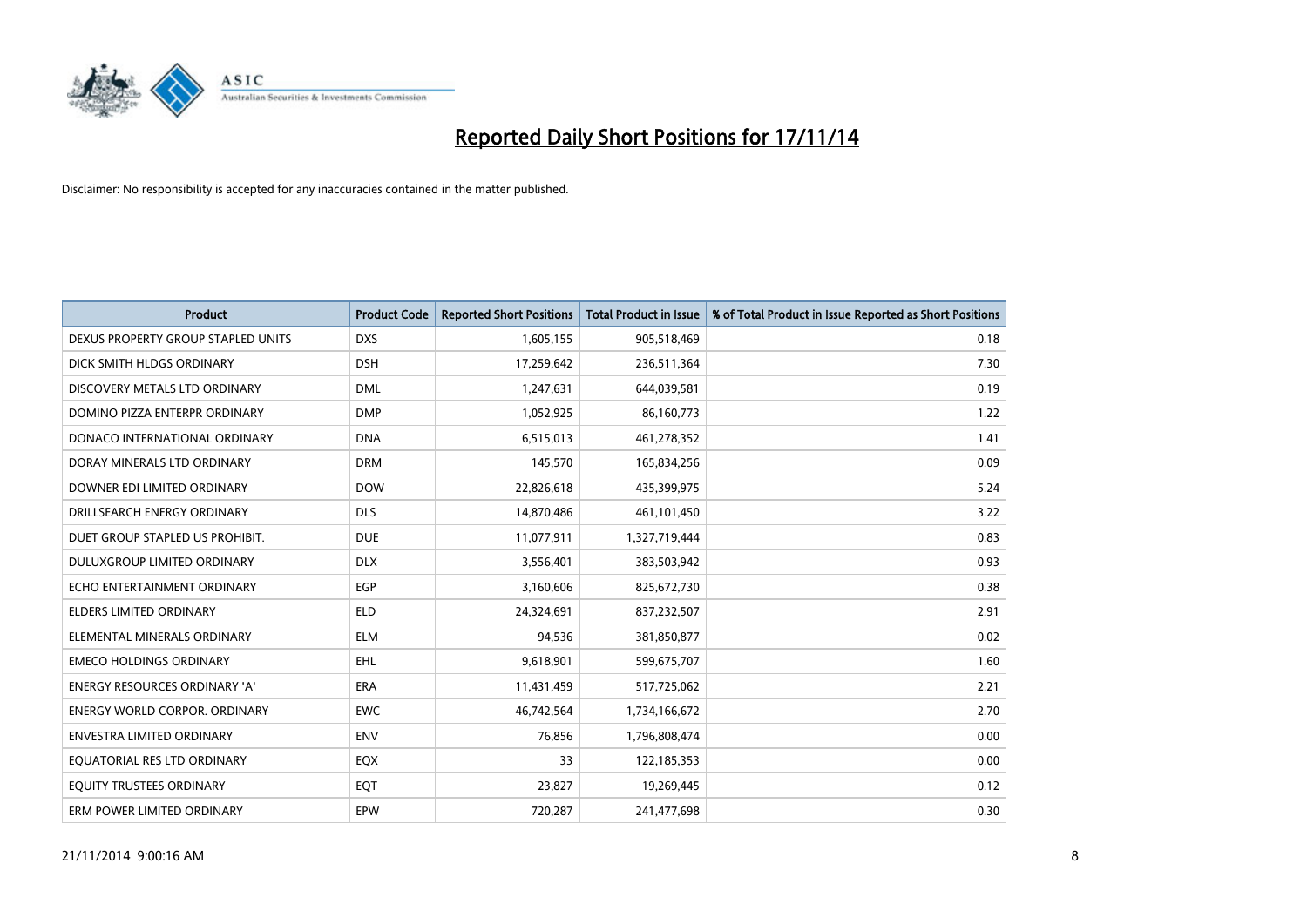# Reported Daily Short Positions for 17/11/14

Disclaimer: No responsibility is accepted for any inaccuracies contained in the matter published.

| Product | Product Code | Reported Short Positions | Total Product in Issue | % of Total Product in Issue Reported as Short Positions |
|---|---|---|---|---|
| DEXUS PROPERTY GROUP STAPLED UNITS | DXS | 1,605,155 | 905,518,469 | 0.18 |
| DICK SMITH HLDGS ORDINARY | DSH | 17,259,642 | 236,511,364 | 7.30 |
| DISCOVERY METALS LTD ORDINARY | DML | 1,247,631 | 644,039,581 | 0.19 |
| DOMINO PIZZA ENTERPR ORDINARY | DMP | 1,052,925 | 86,160,773 | 1.22 |
| DONACO INTERNATIONAL ORDINARY | DNA | 6,515,013 | 461,278,352 | 1.41 |
| DORAY MINERALS LTD ORDINARY | DRM | 145,570 | 165,834,256 | 0.09 |
| DOWNER EDI LIMITED ORDINARY | DOW | 22,826,618 | 435,399,975 | 5.24 |
| DRILLSEARCH ENERGY ORDINARY | DLS | 14,870,486 | 461,101,450 | 3.22 |
| DUET GROUP STAPLED US PROHIBIT. | DUE | 11,077,911 | 1,327,719,444 | 0.83 |
| DULUXGROUP LIMITED ORDINARY | DLX | 3,556,401 | 383,503,942 | 0.93 |
| ECHO ENTERTAINMENT ORDINARY | EGP | 3,160,606 | 825,672,730 | 0.38 |
| ELDERS LIMITED ORDINARY | ELD | 24,324,691 | 837,232,507 | 2.91 |
| ELEMENTAL MINERALS ORDINARY | ELM | 94,536 | 381,850,877 | 0.02 |
| EMECO HOLDINGS ORDINARY | EHL | 9,618,901 | 599,675,707 | 1.60 |
| ENERGY RESOURCES ORDINARY 'A' | ERA | 11,431,459 | 517,725,062 | 2.21 |
| ENERGY WORLD CORPOR. ORDINARY | EWC | 46,742,564 | 1,734,166,672 | 2.70 |
| ENVESTRA LIMITED ORDINARY | ENV | 76,856 | 1,796,808,474 | 0.00 |
| EQUATORIAL RES LTD ORDINARY | EQX | 33 | 122,185,353 | 0.00 |
| EQUITY TRUSTEES ORDINARY | EQT | 23,827 | 19,269,445 | 0.12 |
| ERM POWER LIMITED ORDINARY | EPW | 720,287 | 241,477,698 | 0.30 |

21/11/2014 9:00:16 AM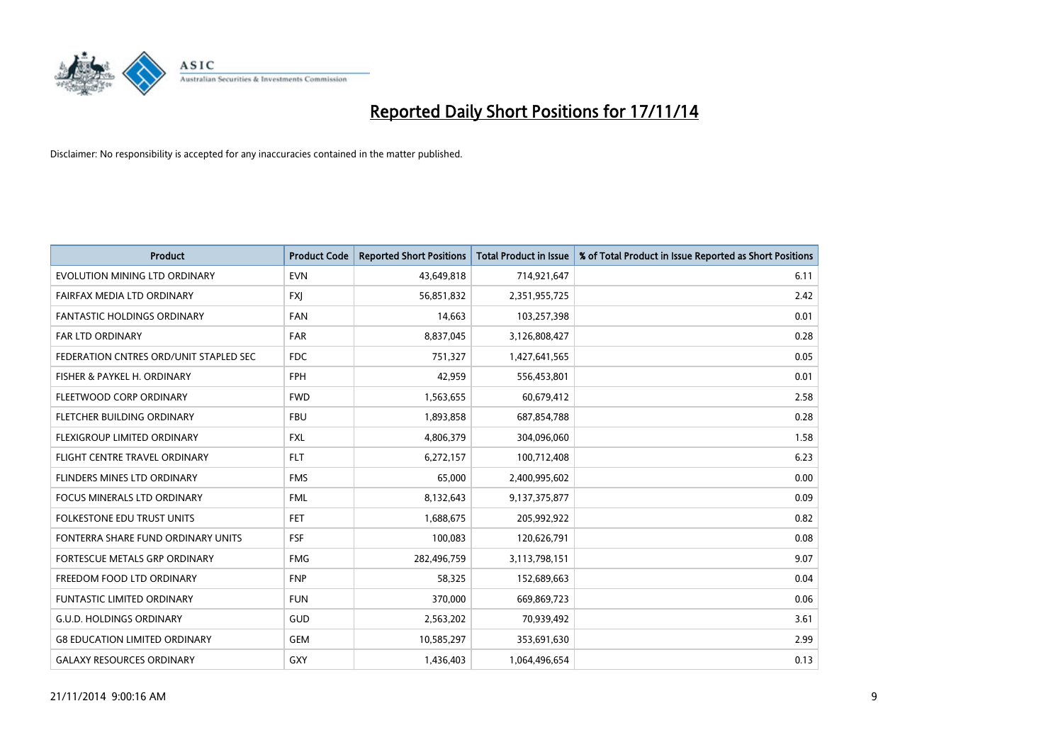# Reported Daily Short Positions for 17/11/14

Disclaimer: No responsibility is accepted for any inaccuracies contained in the matter published.

| Product | Product Code | Reported Short Positions | Total Product in Issue | % of Total Product in Issue Reported as Short Positions |
|---|---|---|---|---|
| EVOLUTION MINING LTD ORDINARY | EVN | 43,649,818 | 714,921,647 | 6.11 |
| FAIRFAX MEDIA LTD ORDINARY | FXJ | 56,851,832 | 2,351,955,725 | 2.42 |
| FANTASTIC HOLDINGS ORDINARY | FAN | 14,663 | 103,257,398 | 0.01 |
| FAR LTD ORDINARY | FAR | 8,837,045 | 3,126,808,427 | 0.28 |
| FEDERATION CNTRES ORD/UNIT STAPLED SEC | FDC | 751,327 | 1,427,641,565 | 0.05 |
| FISHER & PAYKEL H. ORDINARY | FPH | 42,959 | 556,453,801 | 0.01 |
| FLEETWOOD CORP ORDINARY | FWD | 1,563,655 | 60,679,412 | 2.58 |
| FLETCHER BUILDING ORDINARY | FBU | 1,893,858 | 687,854,788 | 0.28 |
| FLEXIGROUP LIMITED ORDINARY | FXL | 4,806,379 | 304,096,060 | 1.58 |
| FLIGHT CENTRE TRAVEL ORDINARY | FLT | 6,272,157 | 100,712,408 | 6.23 |
| FLINDERS MINES LTD ORDINARY | FMS | 65,000 | 2,400,995,602 | 0.00 |
| FOCUS MINERALS LTD ORDINARY | FML | 8,132,643 | 9,137,375,877 | 0.09 |
| FOLKESTONE EDU TRUST UNITS | FET | 1,688,675 | 205,992,922 | 0.82 |
| FONTERRA SHARE FUND ORDINARY UNITS | FSF | 100,083 | 120,626,791 | 0.08 |
| FORTESCUE METALS GRP ORDINARY | FMG | 282,496,759 | 3,113,798,151 | 9.07 |
| FREEDOM FOOD LTD ORDINARY | FNP | 58,325 | 152,689,663 | 0.04 |
| FUNTASTIC LIMITED ORDINARY | FUN | 370,000 | 669,869,723 | 0.06 |
| G.U.D. HOLDINGS ORDINARY | GUD | 2,563,202 | 70,939,492 | 3.61 |
| G8 EDUCATION LIMITED ORDINARY | GEM | 10,585,297 | 353,691,630 | 2.99 |
| GALAXY RESOURCES ORDINARY | GXY | 1,436,403 | 1,064,496,654 | 0.13 |

21/11/2014 9:00:16 AM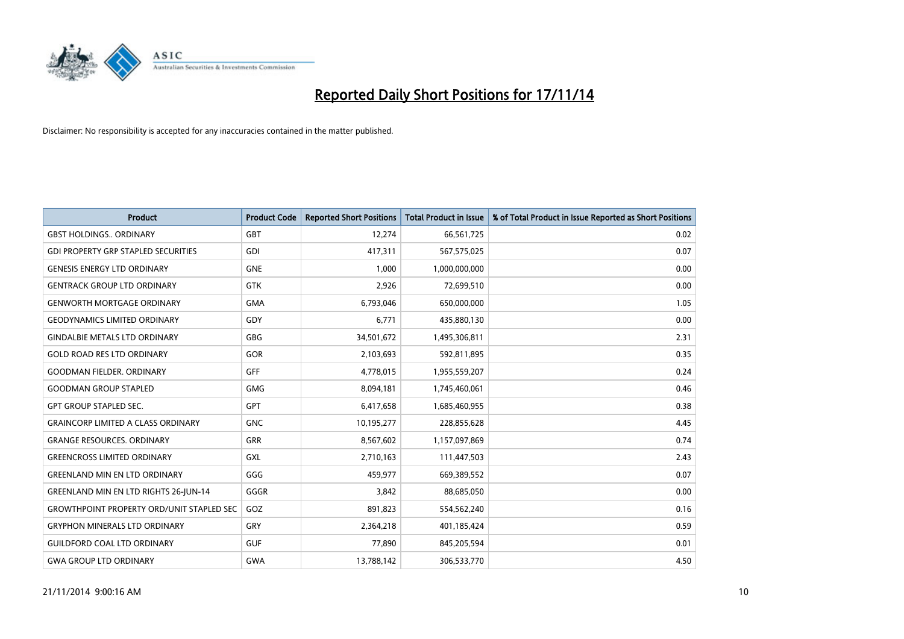# Reported Daily Short Positions for 17/11/14

Disclaimer: No responsibility is accepted for any inaccuracies contained in the matter published.

| Product | Product Code | Reported Short Positions | Total Product in Issue | % of Total Product in Issue Reported as Short Positions |
|---|---|---|---|---|
| GBST HOLDINGS.. ORDINARY | GBT | 12,274 | 66,561,725 | 0.02 |
| GDI PROPERTY GRP STAPLED SECURITIES | GDI | 417,311 | 567,575,025 | 0.07 |
| GENESIS ENERGY LTD ORDINARY | GNE | 1,000 | 1,000,000,000 | 0.00 |
| GENTRACK GROUP LTD ORDINARY | GTK | 2,926 | 72,699,510 | 0.00 |
| GENWORTH MORTGAGE ORDINARY | GMA | 6,793,046 | 650,000,000 | 1.05 |
| GEODYNAMICS LIMITED ORDINARY | GDY | 6,771 | 435,880,130 | 0.00 |
| GINDALBIE METALS LTD ORDINARY | GBG | 34,501,672 | 1,495,306,811 | 2.31 |
| GOLD ROAD RES LTD ORDINARY | GOR | 2,103,693 | 592,811,895 | 0.35 |
| GOODMAN FIELDER. ORDINARY | GFF | 4,778,015 | 1,955,559,207 | 0.24 |
| GOODMAN GROUP STAPLED | GMG | 8,094,181 | 1,745,460,061 | 0.46 |
| GPT GROUP STAPLED SEC. | GPT | 6,417,658 | 1,685,460,955 | 0.38 |
| GRAINCORP LIMITED A CLASS ORDINARY | GNC | 10,195,277 | 228,855,628 | 4.45 |
| GRANGE RESOURCES. ORDINARY | GRR | 8,567,602 | 1,157,097,869 | 0.74 |
| GREENCROSS LIMITED ORDINARY | GXL | 2,710,163 | 111,447,503 | 2.43 |
| GREENLAND MIN EN LTD ORDINARY | GGG | 459,977 | 669,389,552 | 0.07 |
| GREENLAND MIN EN LTD RIGHTS 26-JUN-14 | GGGR | 3,842 | 88,685,050 | 0.00 |
| GROWTHPOINT PROPERTY ORD/UNIT STAPLED SEC | GOZ | 891,823 | 554,562,240 | 0.16 |
| GRYPHON MINERALS LTD ORDINARY | GRY | 2,364,218 | 401,185,424 | 0.59 |
| GUILDFORD COAL LTD ORDINARY | GUF | 77,890 | 845,205,594 | 0.01 |
| GWA GROUP LTD ORDINARY | GWA | 13,788,142 | 306,533,770 | 4.50 |

21/11/2014 9:00:16 AM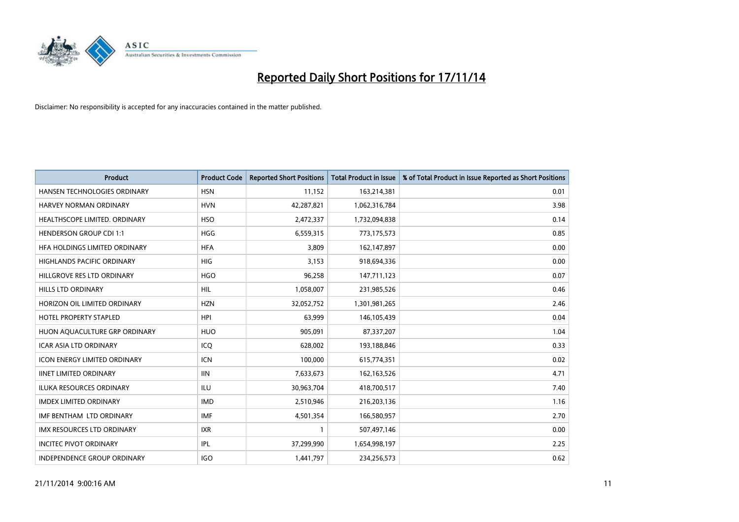# Reported Daily Short Positions for 17/11/14

Disclaimer: No responsibility is accepted for any inaccuracies contained in the matter published.

| Product | Product Code | Reported Short Positions | Total Product in Issue | % of Total Product in Issue Reported as Short Positions |
|---|---|---|---|---|
| HANSEN TECHNOLOGIES ORDINARY | HSN | 11,152 | 163,214,381 | 0.01 |
| HARVEY NORMAN ORDINARY | HVN | 42,287,821 | 1,062,316,784 | 3.98 |
| HEALTHSCOPE LIMITED. ORDINARY | HSO | 2,472,337 | 1,732,094,838 | 0.14 |
| HENDERSON GROUP CDI 1:1 | HGG | 6,559,315 | 773,175,573 | 0.85 |
| HFA HOLDINGS LIMITED ORDINARY | HFA | 3,809 | 162,147,897 | 0.00 |
| HIGHLANDS PACIFIC ORDINARY | HIG | 3,153 | 918,694,336 | 0.00 |
| HILLGROVE RES LTD ORDINARY | HGO | 96,258 | 147,711,123 | 0.07 |
| HILLS LTD ORDINARY | HIL | 1,058,007 | 231,985,526 | 0.46 |
| HORIZON OIL LIMITED ORDINARY | HZN | 32,052,752 | 1,301,981,265 | 2.46 |
| HOTEL PROPERTY STAPLED | HPI | 63,999 | 146,105,439 | 0.04 |
| HUON AQUACULTURE GRP ORDINARY | HUO | 905,091 | 87,337,207 | 1.04 |
| ICAR ASIA LTD ORDINARY | ICQ | 628,002 | 193,188,846 | 0.33 |
| ICON ENERGY LIMITED ORDINARY | ICN | 100,000 | 615,774,351 | 0.02 |
| IINET LIMITED ORDINARY | IIN | 7,633,673 | 162,163,526 | 4.71 |
| ILUKA RESOURCES ORDINARY | ILU | 30,963,704 | 418,700,517 | 7.40 |
| IMDEX LIMITED ORDINARY | IMD | 2,510,946 | 216,203,136 | 1.16 |
| IMF BENTHAM LTD ORDINARY | IMF | 4,501,354 | 166,580,957 | 2.70 |
| IMX RESOURCES LTD ORDINARY | IXR | 1 | 507,497,146 | 0.00 |
| INCITEC PIVOT ORDINARY | IPL | 37,299,990 | 1,654,998,197 | 2.25 |
| INDEPENDENCE GROUP ORDINARY | IGO | 1,441,797 | 234,256,573 | 0.62 |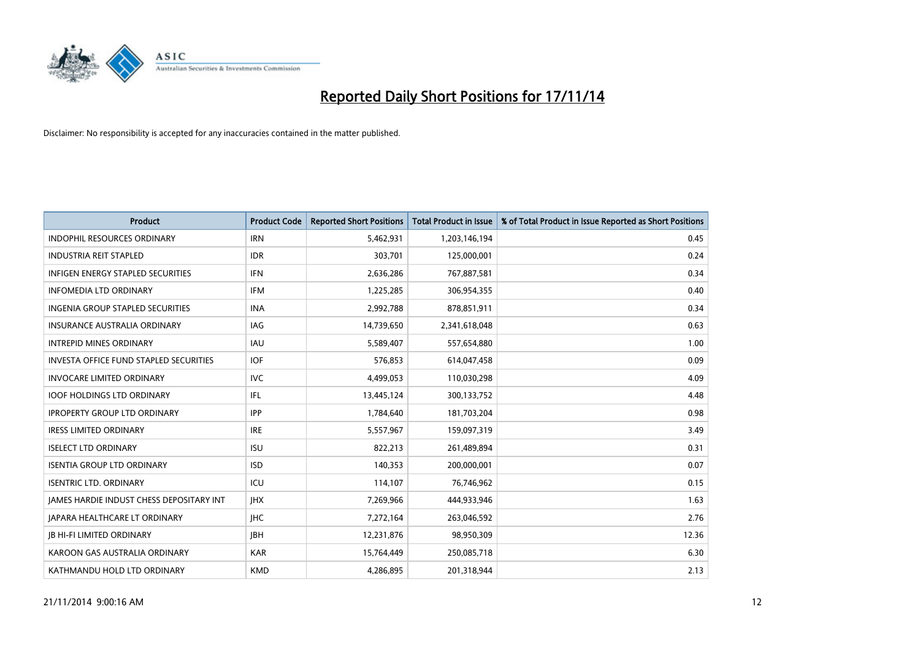# Reported Daily Short Positions for 17/11/14

Disclaimer: No responsibility is accepted for any inaccuracies contained in the matter published.

| Product | Product Code | Reported Short Positions | Total Product in Issue | % of Total Product in Issue Reported as Short Positions |
|---|---|---|---|---|
| INDOPHIL RESOURCES ORDINARY | IRN | 5,462,931 | 1,203,146,194 | 0.45 |
| INDUSTRIA REIT STAPLED | IDR | 303,701 | 125,000,001 | 0.24 |
| INFIGEN ENERGY STAPLED SECURITIES | IFN | 2,636,286 | 767,887,581 | 0.34 |
| INFOMEDIA LTD ORDINARY | IFM | 1,225,285 | 306,954,355 | 0.40 |
| INGENIA GROUP STAPLED SECURITIES | INA | 2,992,788 | 878,851,911 | 0.34 |
| INSURANCE AUSTRALIA ORDINARY | IAG | 14,739,650 | 2,341,618,048 | 0.63 |
| INTREPID MINES ORDINARY | IAU | 5,589,407 | 557,654,880 | 1.00 |
| INVESTA OFFICE FUND STAPLED SECURITIES | IOF | 576,853 | 614,047,458 | 0.09 |
| INVOCARE LIMITED ORDINARY | IVC | 4,499,053 | 110,030,298 | 4.09 |
| IOOF HOLDINGS LTD ORDINARY | IFL | 13,445,124 | 300,133,752 | 4.48 |
| IPROPERTY GROUP LTD ORDINARY | IPP | 1,784,640 | 181,703,204 | 0.98 |
| IRESS LIMITED ORDINARY | IRE | 5,557,967 | 159,097,319 | 3.49 |
| ISELECT LTD ORDINARY | ISU | 822,213 | 261,489,894 | 0.31 |
| ISENTIA GROUP LTD ORDINARY | ISD | 140,353 | 200,000,001 | 0.07 |
| ISENTRIC LTD. ORDINARY | ICU | 114,107 | 76,746,962 | 0.15 |
| JAMES HARDIE INDUST CHESS DEPOSITARY INT | JHX | 7,269,966 | 444,933,946 | 1.63 |
| JAPARA HEALTHCARE LT ORDINARY | JHC | 7,272,164 | 263,046,592 | 2.76 |
| JB HI-FI LIMITED ORDINARY | JBH | 12,231,876 | 98,950,309 | 12.36 |
| KAROON GAS AUSTRALIA ORDINARY | KAR | 15,764,449 | 250,085,718 | 6.30 |
| KATHMANDU HOLD LTD ORDINARY | KMD | 4,286,895 | 201,318,944 | 2.13 |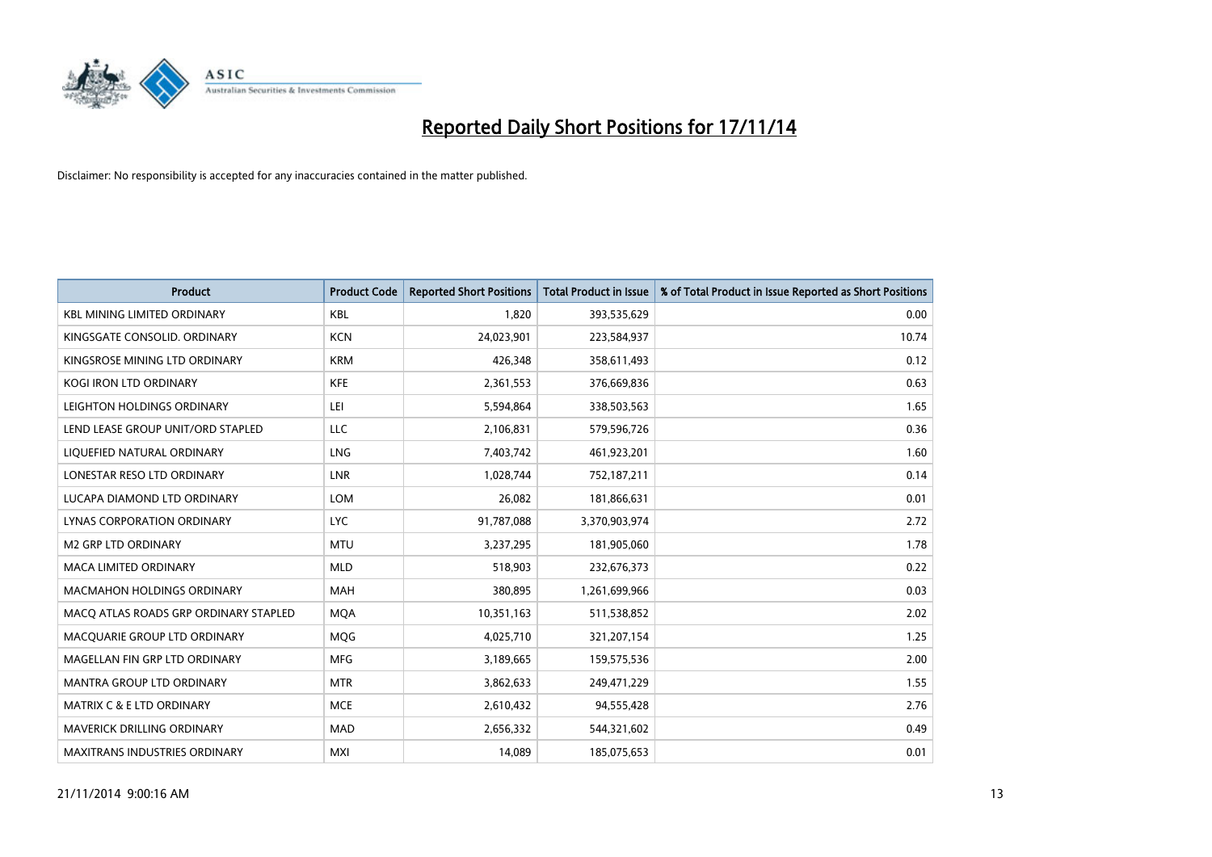# Reported Daily Short Positions for 17/11/14

Disclaimer: No responsibility is accepted for any inaccuracies contained in the matter published.

| Product | Product Code | Reported Short Positions | Total Product in Issue | % of Total Product in Issue Reported as Short Positions |
|---|---|---|---|---|
| KBL MINING LIMITED ORDINARY | KBL | 1,820 | 393,535,629 | 0.00 |
| KINGSGATE CONSOLID. ORDINARY | KCN | 24,023,901 | 223,584,937 | 10.74 |
| KINGSROSE MINING LTD ORDINARY | KRM | 426,348 | 358,611,493 | 0.12 |
| KOGI IRON LTD ORDINARY | KFE | 2,361,553 | 376,669,836 | 0.63 |
| LEIGHTON HOLDINGS ORDINARY | LEI | 5,594,864 | 338,503,563 | 1.65 |
| LEND LEASE GROUP UNIT/ORD STAPLED | LLC | 2,106,831 | 579,596,726 | 0.36 |
| LIQUEFIED NATURAL ORDINARY | LNG | 7,403,742 | 461,923,201 | 1.60 |
| LONESTAR RESO LTD ORDINARY | LNR | 1,028,744 | 752,187,211 | 0.14 |
| LUCAPA DIAMOND LTD ORDINARY | LOM | 26,082 | 181,866,631 | 0.01 |
| LYNAS CORPORATION ORDINARY | LYC | 91,787,088 | 3,370,903,974 | 2.72 |
| M2 GRP LTD ORDINARY | MTU | 3,237,295 | 181,905,060 | 1.78 |
| MACA LIMITED ORDINARY | MLD | 518,903 | 232,676,373 | 0.22 |
| MACMAHON HOLDINGS ORDINARY | MAH | 380,895 | 1,261,699,966 | 0.03 |
| MACQ ATLAS ROADS GRP ORDINARY STAPLED | MQA | 10,351,163 | 511,538,852 | 2.02 |
| MACQUARIE GROUP LTD ORDINARY | MQG | 4,025,710 | 321,207,154 | 1.25 |
| MAGELLAN FIN GRP LTD ORDINARY | MFG | 3,189,665 | 159,575,536 | 2.00 |
| MANTRA GROUP LTD ORDINARY | MTR | 3,862,633 | 249,471,229 | 1.55 |
| MATRIX C & E LTD ORDINARY | MCE | 2,610,432 | 94,555,428 | 2.76 |
| MAVERICK DRILLING ORDINARY | MAD | 2,656,332 | 544,321,602 | 0.49 |
| MAXITRANS INDUSTRIES ORDINARY | MXI | 14,089 | 185,075,653 | 0.01 |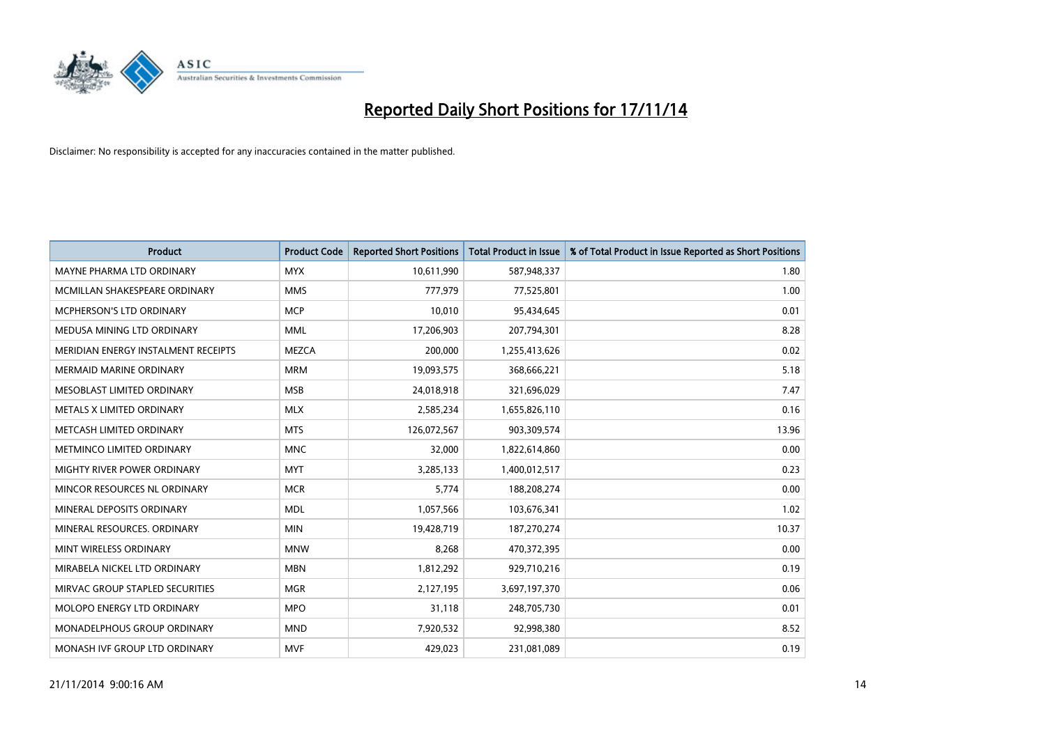# Reported Daily Short Positions for 17/11/14

Disclaimer: No responsibility is accepted for any inaccuracies contained in the matter published.

| Product | Product Code | Reported Short Positions | Total Product in Issue | % of Total Product in Issue Reported as Short Positions |
|---|---|---|---|---|
| MAYNE PHARMA LTD ORDINARY | MYX | 10,611,990 | 587,948,337 | 1.80 |
| MCMILLAN SHAKESPEARE ORDINARY | MMS | 777,979 | 77,525,801 | 1.00 |
| MCPHERSON'S LTD ORDINARY | MCP | 10,010 | 95,434,645 | 0.01 |
| MEDUSA MINING LTD ORDINARY | MML | 17,206,903 | 207,794,301 | 8.28 |
| MERIDIAN ENERGY INSTALMENT RECEIPTS | MEZCA | 200,000 | 1,255,413,626 | 0.02 |
| MERMAID MARINE ORDINARY | MRM | 19,093,575 | 368,666,221 | 5.18 |
| MESOBLAST LIMITED ORDINARY | MSB | 24,018,918 | 321,696,029 | 7.47 |
| METALS X LIMITED ORDINARY | MLX | 2,585,234 | 1,655,826,110 | 0.16 |
| METCASH LIMITED ORDINARY | MTS | 126,072,567 | 903,309,574 | 13.96 |
| METMINCO LIMITED ORDINARY | MNC | 32,000 | 1,822,614,860 | 0.00 |
| MIGHTY RIVER POWER ORDINARY | MYT | 3,285,133 | 1,400,012,517 | 0.23 |
| MINCOR RESOURCES NL ORDINARY | MCR | 5,774 | 188,208,274 | 0.00 |
| MINERAL DEPOSITS ORDINARY | MDL | 1,057,566 | 103,676,341 | 1.02 |
| MINERAL RESOURCES. ORDINARY | MIN | 19,428,719 | 187,270,274 | 10.37 |
| MINT WIRELESS ORDINARY | MNW | 8,268 | 470,372,395 | 0.00 |
| MIRABELA NICKEL LTD ORDINARY | MBN | 1,812,292 | 929,710,216 | 0.19 |
| MIRVAC GROUP STAPLED SECURITIES | MGR | 2,127,195 | 3,697,197,370 | 0.06 |
| MOLOPO ENERGY LTD ORDINARY | MPO | 31,118 | 248,705,730 | 0.01 |
| MONADELPHOUS GROUP ORDINARY | MND | 7,920,532 | 92,998,380 | 8.52 |
| MONASH IVF GROUP LTD ORDINARY | MVF | 429,023 | 231,081,089 | 0.19 |

21/11/2014 9:00:16 AM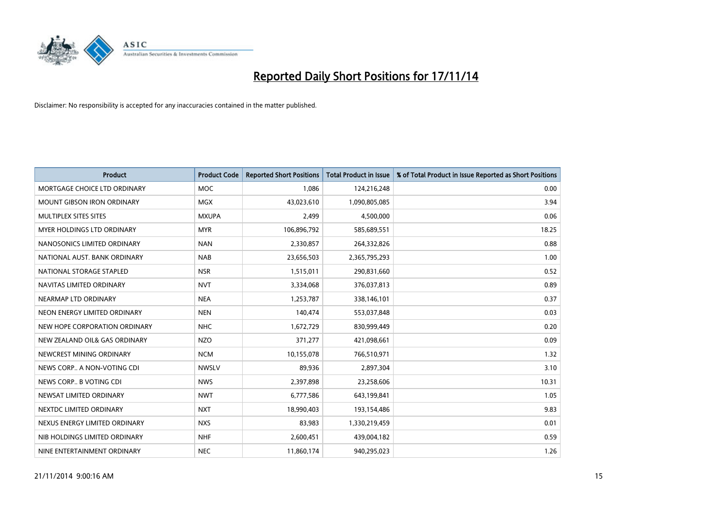# Reported Daily Short Positions for 17/11/14

Disclaimer: No responsibility is accepted for any inaccuracies contained in the matter published.

| Product | Product Code | Reported Short Positions | Total Product in Issue | % of Total Product in Issue Reported as Short Positions |
|---|---|---|---|---|
| MORTGAGE CHOICE LTD ORDINARY | MOC | 1,086 | 124,216,248 | 0.00 |
| MOUNT GIBSON IRON ORDINARY | MGX | 43,023,610 | 1,090,805,085 | 3.94 |
| MULTIPLEX SITES SITES | MXUPA | 2,499 | 4,500,000 | 0.06 |
| MYER HOLDINGS LTD ORDINARY | MYR | 106,896,792 | 585,689,551 | 18.25 |
| NANOSONICS LIMITED ORDINARY | NAN | 2,330,857 | 264,332,826 | 0.88 |
| NATIONAL AUST. BANK ORDINARY | NAB | 23,656,503 | 2,365,795,293 | 1.00 |
| NATIONAL STORAGE STAPLED | NSR | 1,515,011 | 290,831,660 | 0.52 |
| NAVITAS LIMITED ORDINARY | NVT | 3,334,068 | 376,037,813 | 0.89 |
| NEARMAP LTD ORDINARY | NEA | 1,253,787 | 338,146,101 | 0.37 |
| NEON ENERGY LIMITED ORDINARY | NEN | 140,474 | 553,037,848 | 0.03 |
| NEW HOPE CORPORATION ORDINARY | NHC | 1,672,729 | 830,999,449 | 0.20 |
| NEW ZEALAND OIL& GAS ORDINARY | NZO | 371,277 | 421,098,661 | 0.09 |
| NEWCREST MINING ORDINARY | NCM | 10,155,078 | 766,510,971 | 1.32 |
| NEWS CORP.. A NON-VOTING CDI | NWSLV | 89,936 | 2,897,304 | 3.10 |
| NEWS CORP.. B VOTING CDI | NWS | 2,397,898 | 23,258,606 | 10.31 |
| NEWSAT LIMITED ORDINARY | NWT | 6,777,586 | 643,199,841 | 1.05 |
| NEXTDC LIMITED ORDINARY | NXT | 18,990,403 | 193,154,486 | 9.83 |
| NEXUS ENERGY LIMITED ORDINARY | NXS | 83,983 | 1,330,219,459 | 0.01 |
| NIB HOLDINGS LIMITED ORDINARY | NHF | 2,600,451 | 439,004,182 | 0.59 |
| NINE ENTERTAINMENT ORDINARY | NEC | 11,860,174 | 940,295,023 | 1.26 |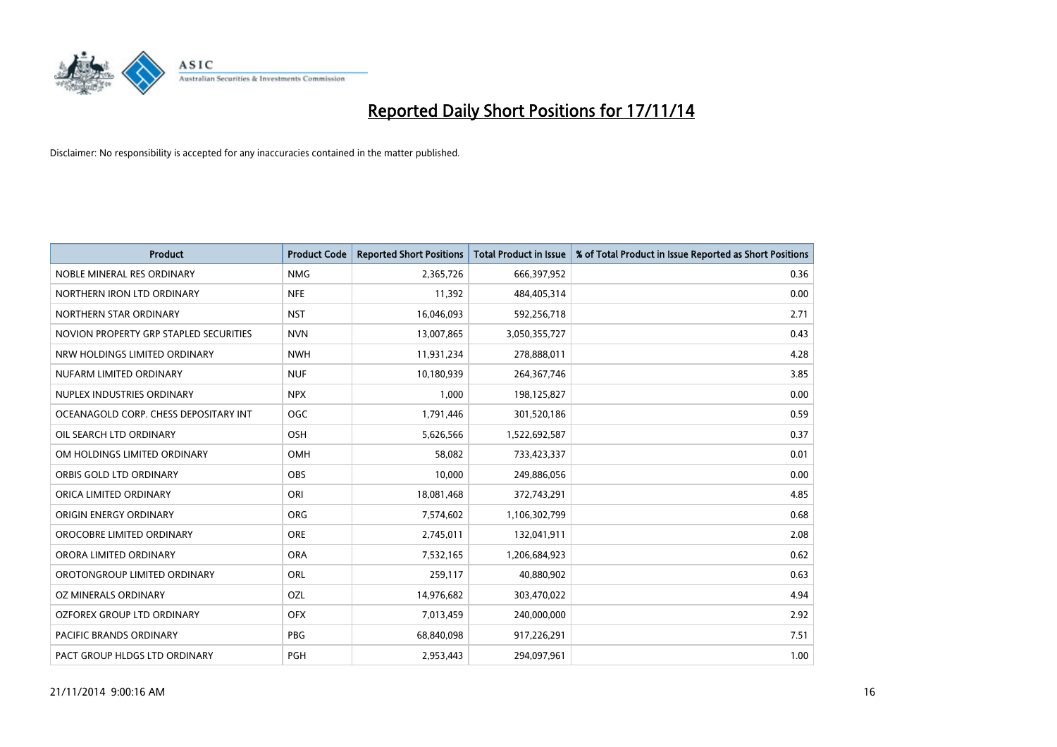# Reported Daily Short Positions for 17/11/14

Disclaimer: No responsibility is accepted for any inaccuracies contained in the matter published.

| Product | Product Code | Reported Short Positions | Total Product in Issue | % of Total Product in Issue Reported as Short Positions |
|---|---|---|---|---|
| NOBLE MINERAL RES ORDINARY | NMG | 2,365,726 | 666,397,952 | 0.36 |
| NORTHERN IRON LTD ORDINARY | NFE | 11,392 | 484,405,314 | 0.00 |
| NORTHERN STAR ORDINARY | NST | 16,046,093 | 592,256,718 | 2.71 |
| NOVION PROPERTY GRP STAPLED SECURITIES | NVN | 13,007,865 | 3,050,355,727 | 0.43 |
| NRW HOLDINGS LIMITED ORDINARY | NWH | 11,931,234 | 278,888,011 | 4.28 |
| NUFARM LIMITED ORDINARY | NUF | 10,180,939 | 264,367,746 | 3.85 |
| NUPLEX INDUSTRIES ORDINARY | NPX | 1,000 | 198,125,827 | 0.00 |
| OCEANAGOLD CORP. CHESS DEPOSITARY INT | OGC | 1,791,446 | 301,520,186 | 0.59 |
| OIL SEARCH LTD ORDINARY | OSH | 5,626,566 | 1,522,692,587 | 0.37 |
| OM HOLDINGS LIMITED ORDINARY | OMH | 58,082 | 733,423,337 | 0.01 |
| ORBIS GOLD LTD ORDINARY | OBS | 10,000 | 249,886,056 | 0.00 |
| ORICA LIMITED ORDINARY | ORI | 18,081,468 | 372,743,291 | 4.85 |
| ORIGIN ENERGY ORDINARY | ORG | 7,574,602 | 1,106,302,799 | 0.68 |
| OROCOBRE LIMITED ORDINARY | ORE | 2,745,011 | 132,041,911 | 2.08 |
| ORORA LIMITED ORDINARY | ORA | 7,532,165 | 1,206,684,923 | 0.62 |
| OROTONGROUP LIMITED ORDINARY | ORL | 259,117 | 40,880,902 | 0.63 |
| OZ MINERALS ORDINARY | OZL | 14,976,682 | 303,470,022 | 4.94 |
| OZFOREX GROUP LTD ORDINARY | OFX | 7,013,459 | 240,000,000 | 2.92 |
| PACIFIC BRANDS ORDINARY | PBG | 68,840,098 | 917,226,291 | 7.51 |
| PACT GROUP HLDGS LTD ORDINARY | PGH | 2,953,443 | 294,097,961 | 1.00 |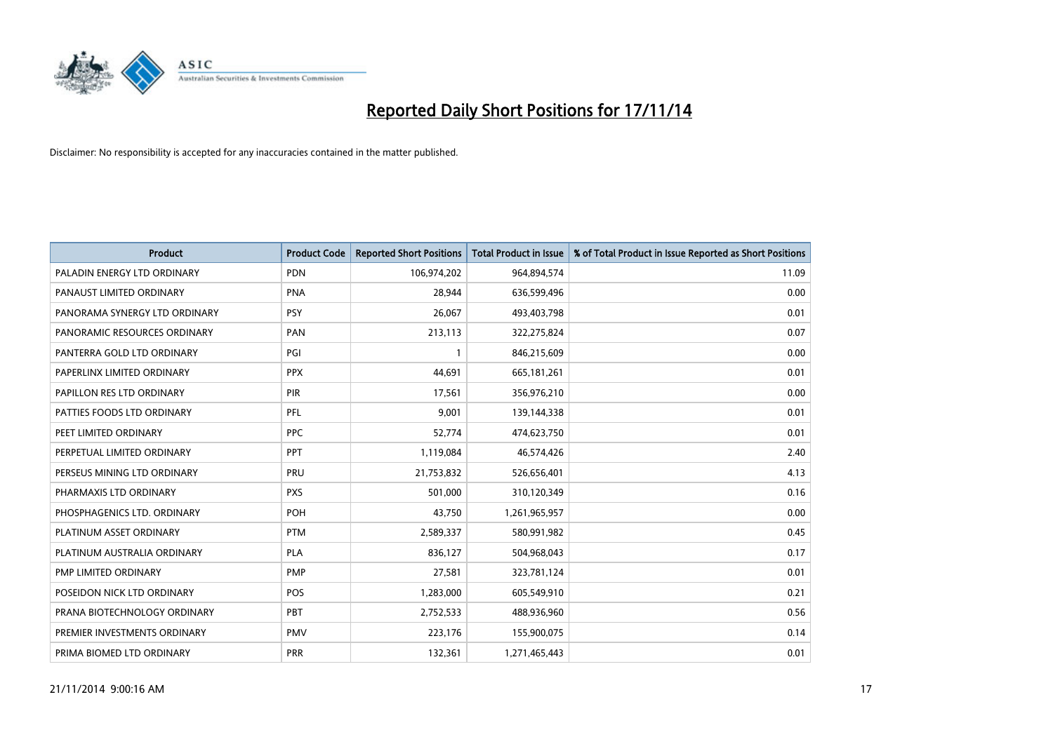# Reported Daily Short Positions for 17/11/14

Disclaimer: No responsibility is accepted for any inaccuracies contained in the matter published.

| Product | Product Code | Reported Short Positions | Total Product in Issue | % of Total Product in Issue Reported as Short Positions |
|---|---|---|---|---|
| PALADIN ENERGY LTD ORDINARY | PDN | 106,974,202 | 964,894,574 | 11.09 |
| PANAUST LIMITED ORDINARY | PNA | 28,944 | 636,599,496 | 0.00 |
| PANORAMA SYNERGY LTD ORDINARY | PSY | 26,067 | 493,403,798 | 0.01 |
| PANORAMIC RESOURCES ORDINARY | PAN | 213,113 | 322,275,824 | 0.07 |
| PANTERRA GOLD LTD ORDINARY | PGI | 1 | 846,215,609 | 0.00 |
| PAPERLINX LIMITED ORDINARY | PPX | 44,691 | 665,181,261 | 0.01 |
| PAPILLON RES LTD ORDINARY | PIR | 17,561 | 356,976,210 | 0.00 |
| PATTIES FOODS LTD ORDINARY | PFL | 9,001 | 139,144,338 | 0.01 |
| PEET LIMITED ORDINARY | PPC | 52,774 | 474,623,750 | 0.01 |
| PERPETUAL LIMITED ORDINARY | PPT | 1,119,084 | 46,574,426 | 2.40 |
| PERSEUS MINING LTD ORDINARY | PRU | 21,753,832 | 526,656,401 | 4.13 |
| PHARMAXIS LTD ORDINARY | PXS | 501,000 | 310,120,349 | 0.16 |
| PHOSPHAGENICS LTD. ORDINARY | POH | 43,750 | 1,261,965,957 | 0.00 |
| PLATINUM ASSET ORDINARY | PTM | 2,589,337 | 580,991,982 | 0.45 |
| PLATINUM AUSTRALIA ORDINARY | PLA | 836,127 | 504,968,043 | 0.17 |
| PMP LIMITED ORDINARY | PMP | 27,581 | 323,781,124 | 0.01 |
| POSEIDON NICK LTD ORDINARY | POS | 1,283,000 | 605,549,910 | 0.21 |
| PRANA BIOTECHNOLOGY ORDINARY | PBT | 2,752,533 | 488,936,960 | 0.56 |
| PREMIER INVESTMENTS ORDINARY | PMV | 223,176 | 155,900,075 | 0.14 |
| PRIMA BIOMED LTD ORDINARY | PRR | 132,361 | 1,271,465,443 | 0.01 |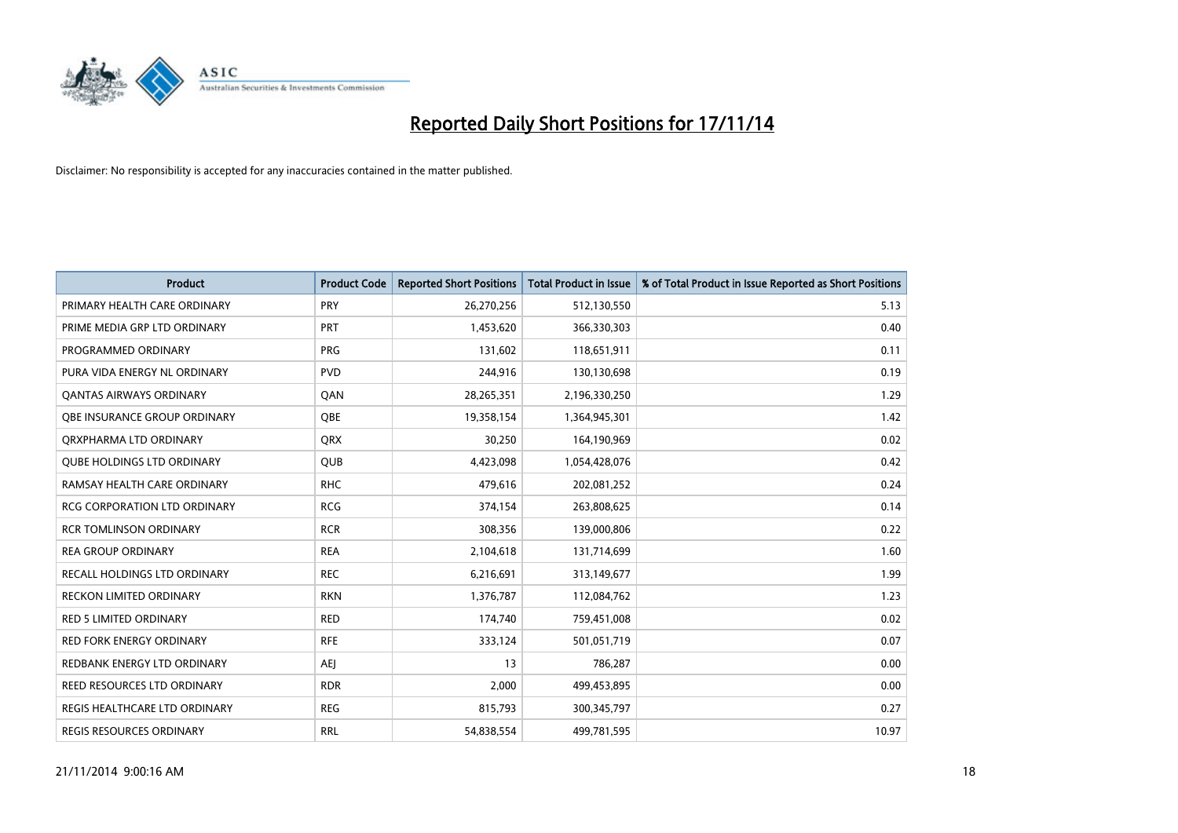# Reported Daily Short Positions for 17/11/14

Disclaimer: No responsibility is accepted for any inaccuracies contained in the matter published.

| Product | Product Code | Reported Short Positions | Total Product in Issue | % of Total Product in Issue Reported as Short Positions |
|---|---|---|---|---|
| PRIMARY HEALTH CARE ORDINARY | PRY | 26,270,256 | 512,130,550 | 5.13 |
| PRIME MEDIA GRP LTD ORDINARY | PRT | 1,453,620 | 366,330,303 | 0.40 |
| PROGRAMMED ORDINARY | PRG | 131,602 | 118,651,911 | 0.11 |
| PURA VIDA ENERGY NL ORDINARY | PVD | 244,916 | 130,130,698 | 0.19 |
| QANTAS AIRWAYS ORDINARY | QAN | 28,265,351 | 2,196,330,250 | 1.29 |
| QBE INSURANCE GROUP ORDINARY | QBE | 19,358,154 | 1,364,945,301 | 1.42 |
| QRXPHARMA LTD ORDINARY | QRX | 30,250 | 164,190,969 | 0.02 |
| QUBE HOLDINGS LTD ORDINARY | QUB | 4,423,098 | 1,054,428,076 | 0.42 |
| RAMSAY HEALTH CARE ORDINARY | RHC | 479,616 | 202,081,252 | 0.24 |
| RCG CORPORATION LTD ORDINARY | RCG | 374,154 | 263,808,625 | 0.14 |
| RCR TOMLINSON ORDINARY | RCR | 308,356 | 139,000,806 | 0.22 |
| REA GROUP ORDINARY | REA | 2,104,618 | 131,714,699 | 1.60 |
| RECALL HOLDINGS LTD ORDINARY | REC | 6,216,691 | 313,149,677 | 1.99 |
| RECKON LIMITED ORDINARY | RKN | 1,376,787 | 112,084,762 | 1.23 |
| RED 5 LIMITED ORDINARY | RED | 174,740 | 759,451,008 | 0.02 |
| RED FORK ENERGY ORDINARY | RFE | 333,124 | 501,051,719 | 0.07 |
| REDBANK ENERGY LTD ORDINARY | AEJ | 13 | 786,287 | 0.00 |
| REED RESOURCES LTD ORDINARY | RDR | 2,000 | 499,453,895 | 0.00 |
| REGIS HEALTHCARE LTD ORDINARY | REG | 815,793 | 300,345,797 | 0.27 |
| REGIS RESOURCES ORDINARY | RRL | 54,838,554 | 499,781,595 | 10.97 |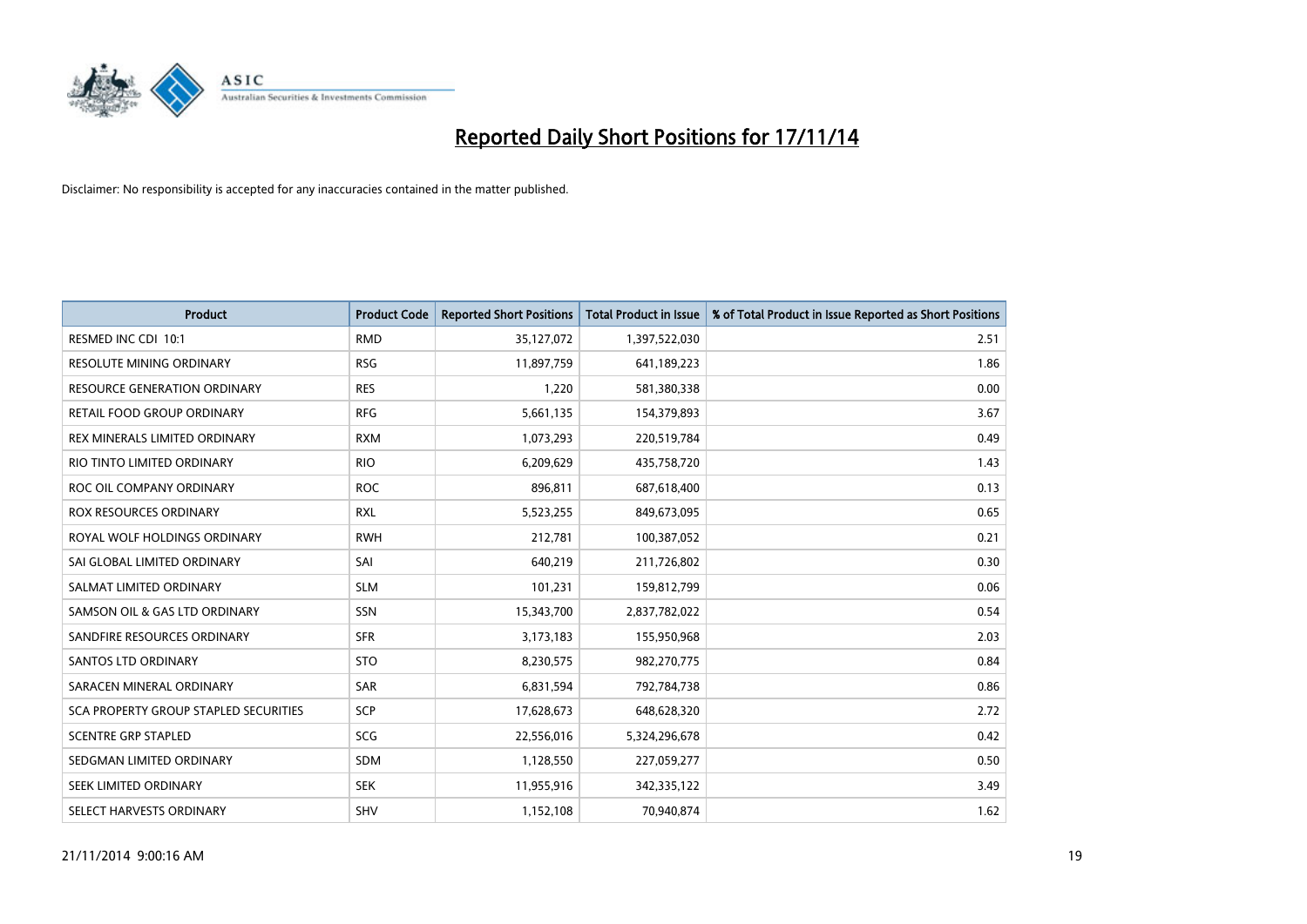# Reported Daily Short Positions for 17/11/14

Disclaimer: No responsibility is accepted for any inaccuracies contained in the matter published.

| Product | Product Code | Reported Short Positions | Total Product in Issue | % of Total Product in Issue Reported as Short Positions |
|---|---|---|---|---|
| RESMED INC CDI 10:1 | RMD | 35,127,072 | 1,397,522,030 | 2.51 |
| RESOLUTE MINING ORDINARY | RSG | 11,897,759 | 641,189,223 | 1.86 |
| RESOURCE GENERATION ORDINARY | RES | 1,220 | 581,380,338 | 0.00 |
| RETAIL FOOD GROUP ORDINARY | RFG | 5,661,135 | 154,379,893 | 3.67 |
| REX MINERALS LIMITED ORDINARY | RXM | 1,073,293 | 220,519,784 | 0.49 |
| RIO TINTO LIMITED ORDINARY | RIO | 6,209,629 | 435,758,720 | 1.43 |
| ROC OIL COMPANY ORDINARY | ROC | 896,811 | 687,618,400 | 0.13 |
| ROX RESOURCES ORDINARY | RXL | 5,523,255 | 849,673,095 | 0.65 |
| ROYAL WOLF HOLDINGS ORDINARY | RWH | 212,781 | 100,387,052 | 0.21 |
| SAI GLOBAL LIMITED ORDINARY | SAI | 640,219 | 211,726,802 | 0.30 |
| SALMAT LIMITED ORDINARY | SLM | 101,231 | 159,812,799 | 0.06 |
| SAMSON OIL & GAS LTD ORDINARY | SSN | 15,343,700 | 2,837,782,022 | 0.54 |
| SANDFIRE RESOURCES ORDINARY | SFR | 3,173,183 | 155,950,968 | 2.03 |
| SANTOS LTD ORDINARY | STO | 8,230,575 | 982,270,775 | 0.84 |
| SARACEN MINERAL ORDINARY | SAR | 6,831,594 | 792,784,738 | 0.86 |
| SCA PROPERTY GROUP STAPLED SECURITIES | SCP | 17,628,673 | 648,628,320 | 2.72 |
| SCENTRE GRP STAPLED | SCG | 22,556,016 | 5,324,296,678 | 0.42 |
| SEDGMAN LIMITED ORDINARY | SDM | 1,128,550 | 227,059,277 | 0.50 |
| SEEK LIMITED ORDINARY | SEK | 11,955,916 | 342,335,122 | 3.49 |
| SELECT HARVESTS ORDINARY | SHV | 1,152,108 | 70,940,874 | 1.62 |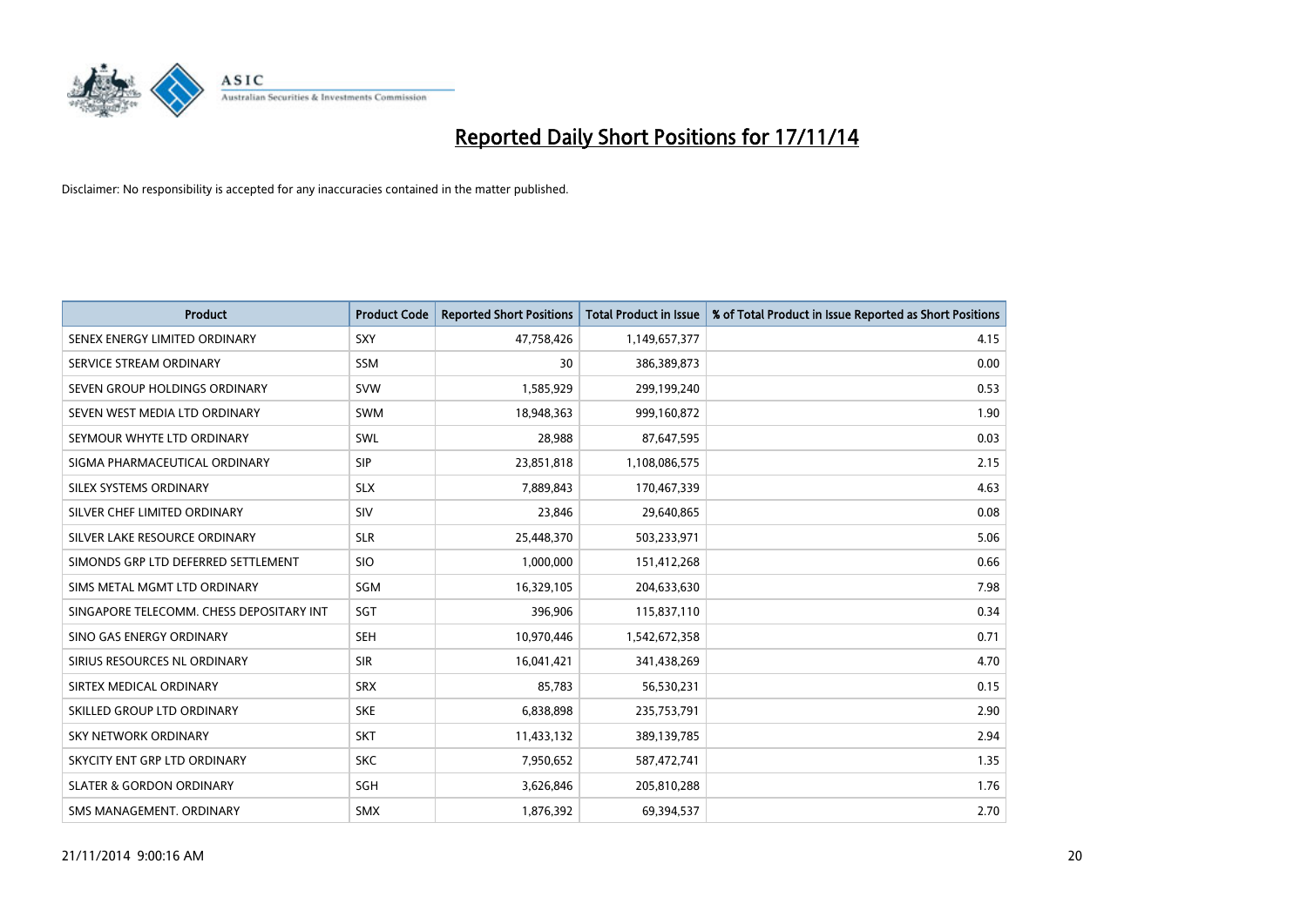# Reported Daily Short Positions for 17/11/14

Disclaimer: No responsibility is accepted for any inaccuracies contained in the matter published.

| Product | Product Code | Reported Short Positions | Total Product in Issue | % of Total Product in Issue Reported as Short Positions |
|---|---|---|---|---|
| SENEX ENERGY LIMITED ORDINARY | SXY | 47,758,426 | 1,149,657,377 | 4.15 |
| SERVICE STREAM ORDINARY | SSM | 30 | 386,389,873 | 0.00 |
| SEVEN GROUP HOLDINGS ORDINARY | SVW | 1,585,929 | 299,199,240 | 0.53 |
| SEVEN WEST MEDIA LTD ORDINARY | SWM | 18,948,363 | 999,160,872 | 1.90 |
| SEYMOUR WHYTE LTD ORDINARY | SWL | 28,988 | 87,647,595 | 0.03 |
| SIGMA PHARMACEUTICAL ORDINARY | SIP | 23,851,818 | 1,108,086,575 | 2.15 |
| SILEX SYSTEMS ORDINARY | SLX | 7,889,843 | 170,467,339 | 4.63 |
| SILVER CHEF LIMITED ORDINARY | SIV | 23,846 | 29,640,865 | 0.08 |
| SILVER LAKE RESOURCE ORDINARY | SLR | 25,448,370 | 503,233,971 | 5.06 |
| SIMONDS GRP LTD DEFERRED SETTLEMENT | SIO | 1,000,000 | 151,412,268 | 0.66 |
| SIMS METAL MGMT LTD ORDINARY | SGM | 16,329,105 | 204,633,630 | 7.98 |
| SINGAPORE TELECOMM. CHESS DEPOSITARY INT | SGT | 396,906 | 115,837,110 | 0.34 |
| SINO GAS ENERGY ORDINARY | SEH | 10,970,446 | 1,542,672,358 | 0.71 |
| SIRIUS RESOURCES NL ORDINARY | SIR | 16,041,421 | 341,438,269 | 4.70 |
| SIRTEX MEDICAL ORDINARY | SRX | 85,783 | 56,530,231 | 0.15 |
| SKILLED GROUP LTD ORDINARY | SKE | 6,838,898 | 235,753,791 | 2.90 |
| SKY NETWORK ORDINARY | SKT | 11,433,132 | 389,139,785 | 2.94 |
| SKYCITY ENT GRP LTD ORDINARY | SKC | 7,950,652 | 587,472,741 | 1.35 |
| SLATER & GORDON ORDINARY | SGH | 3,626,846 | 205,810,288 | 1.76 |
| SMS MANAGEMENT. ORDINARY | SMX | 1,876,392 | 69,394,537 | 2.70 |

21/11/2014 9:00:16 AM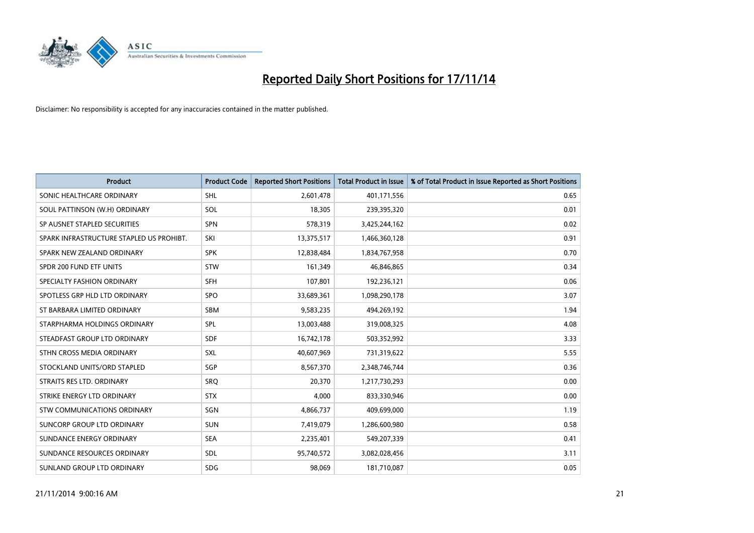# Reported Daily Short Positions for 17/11/14

Disclaimer: No responsibility is accepted for any inaccuracies contained in the matter published.

| Product | Product Code | Reported Short Positions | Total Product in Issue | % of Total Product in Issue Reported as Short Positions |
|---|---|---|---|---|
| SONIC HEALTHCARE ORDINARY | SHL | 2,601,478 | 401,171,556 | 0.65 |
| SOUL PATTINSON (W.H) ORDINARY | SOL | 18,305 | 239,395,320 | 0.01 |
| SP AUSNET STAPLED SECURITIES | SPN | 578,319 | 3,425,244,162 | 0.02 |
| SPARK INFRASTRUCTURE STAPLED US PROHIBT. | SKI | 13,375,517 | 1,466,360,128 | 0.91 |
| SPARK NEW ZEALAND ORDINARY | SPK | 12,838,484 | 1,834,767,958 | 0.70 |
| SPDR 200 FUND ETF UNITS | STW | 161,349 | 46,846,865 | 0.34 |
| SPECIALTY FASHION ORDINARY | SFH | 107,801 | 192,236,121 | 0.06 |
| SPOTLESS GRP HLD LTD ORDINARY | SPO | 33,689,361 | 1,098,290,178 | 3.07 |
| ST BARBARA LIMITED ORDINARY | SBM | 9,583,235 | 494,269,192 | 1.94 |
| STARPHARMA HOLDINGS ORDINARY | SPL | 13,003,488 | 319,008,325 | 4.08 |
| STEADFAST GROUP LTD ORDINARY | SDF | 16,742,178 | 503,352,992 | 3.33 |
| STHN CROSS MEDIA ORDINARY | SXL | 40,607,969 | 731,319,622 | 5.55 |
| STOCKLAND UNITS/ORD STAPLED | SGP | 8,567,370 | 2,348,746,744 | 0.36 |
| STRAITS RES LTD. ORDINARY | SRQ | 20,370 | 1,217,730,293 | 0.00 |
| STRIKE ENERGY LTD ORDINARY | STX | 4,000 | 833,330,946 | 0.00 |
| STW COMMUNICATIONS ORDINARY | SGN | 4,866,737 | 409,699,000 | 1.19 |
| SUNCORP GROUP LTD ORDINARY | SUN | 7,419,079 | 1,286,600,980 | 0.58 |
| SUNDANCE ENERGY ORDINARY | SEA | 2,235,401 | 549,207,339 | 0.41 |
| SUNDANCE RESOURCES ORDINARY | SDL | 95,740,572 | 3,082,028,456 | 3.11 |
| SUNLAND GROUP LTD ORDINARY | SDG | 98,069 | 181,710,087 | 0.05 |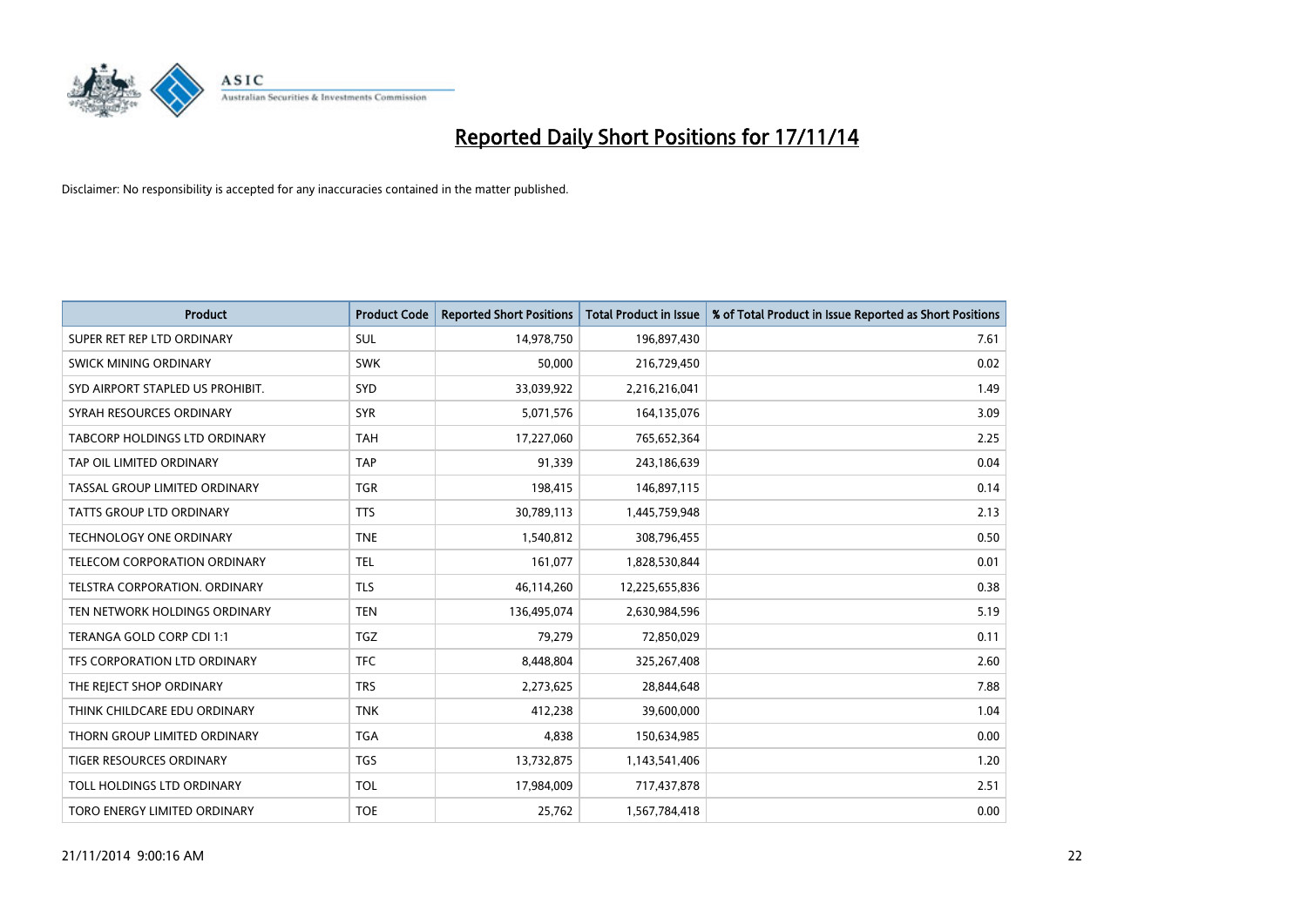# Reported Daily Short Positions for 17/11/14

Disclaimer: No responsibility is accepted for any inaccuracies contained in the matter published.

| Product | Product Code | Reported Short Positions | Total Product in Issue | % of Total Product in Issue Reported as Short Positions |
|---|---|---|---|---|
| SUPER RET REP LTD ORDINARY | SUL | 14,978,750 | 196,897,430 | 7.61 |
| SWICK MINING ORDINARY | SWK | 50,000 | 216,729,450 | 0.02 |
| SYD AIRPORT STAPLED US PROHIBIT. | SYD | 33,039,922 | 2,216,216,041 | 1.49 |
| SYRAH RESOURCES ORDINARY | SYR | 5,071,576 | 164,135,076 | 3.09 |
| TABCORP HOLDINGS LTD ORDINARY | TAH | 17,227,060 | 765,652,364 | 2.25 |
| TAP OIL LIMITED ORDINARY | TAP | 91,339 | 243,186,639 | 0.04 |
| TASSAL GROUP LIMITED ORDINARY | TGR | 198,415 | 146,897,115 | 0.14 |
| TATTS GROUP LTD ORDINARY | TTS | 30,789,113 | 1,445,759,948 | 2.13 |
| TECHNOLOGY ONE ORDINARY | TNE | 1,540,812 | 308,796,455 | 0.50 |
| TELECOM CORPORATION ORDINARY | TEL | 161,077 | 1,828,530,844 | 0.01 |
| TELSTRA CORPORATION. ORDINARY | TLS | 46,114,260 | 12,225,655,836 | 0.38 |
| TEN NETWORK HOLDINGS ORDINARY | TEN | 136,495,074 | 2,630,984,596 | 5.19 |
| TERANGA GOLD CORP CDI 1:1 | TGZ | 79,279 | 72,850,029 | 0.11 |
| TFS CORPORATION LTD ORDINARY | TFC | 8,448,804 | 325,267,408 | 2.60 |
| THE REJECT SHOP ORDINARY | TRS | 2,273,625 | 28,844,648 | 7.88 |
| THINK CHILDCARE EDU ORDINARY | TNK | 412,238 | 39,600,000 | 1.04 |
| THORN GROUP LIMITED ORDINARY | TGA | 4,838 | 150,634,985 | 0.00 |
| TIGER RESOURCES ORDINARY | TGS | 13,732,875 | 1,143,541,406 | 1.20 |
| TOLL HOLDINGS LTD ORDINARY | TOL | 17,984,009 | 717,437,878 | 2.51 |
| TORO ENERGY LIMITED ORDINARY | TOE | 25,762 | 1,567,784,418 | 0.00 |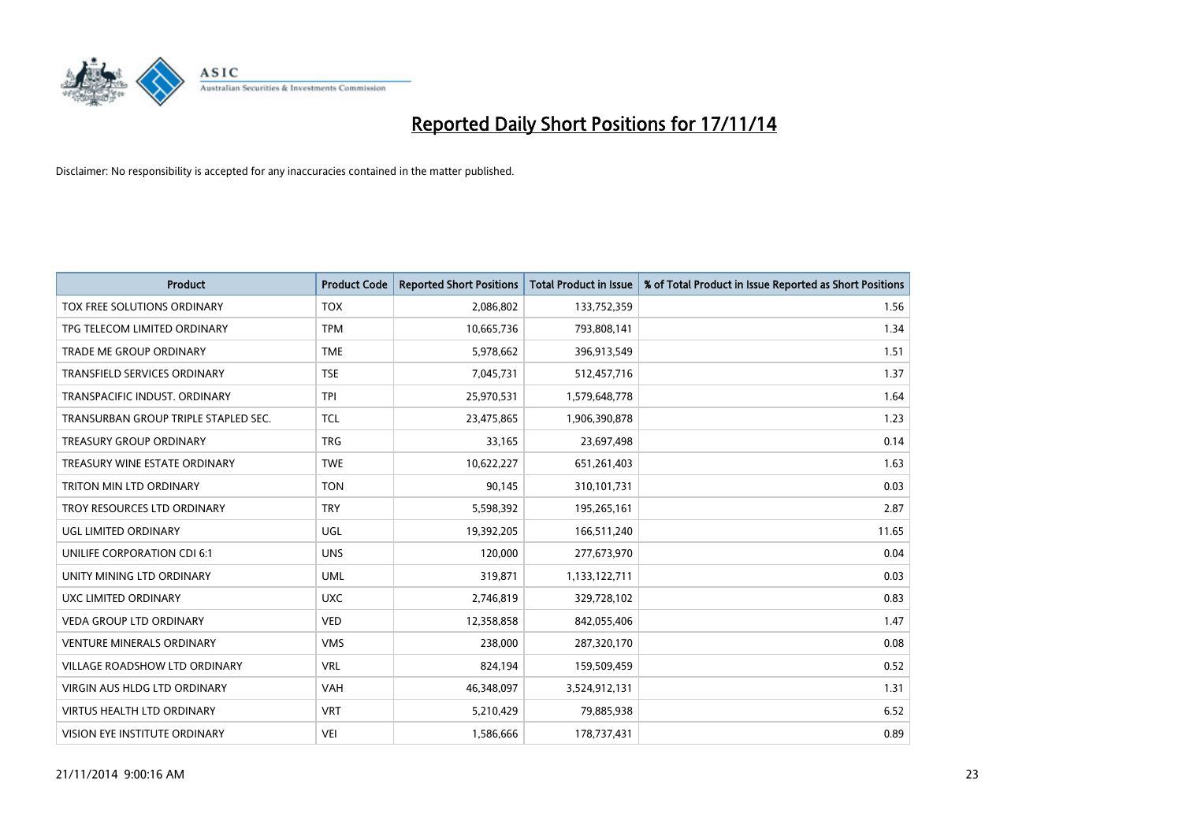# Reported Daily Short Positions for 17/11/14

Disclaimer: No responsibility is accepted for any inaccuracies contained in the matter published.

| Product | Product Code | Reported Short Positions | Total Product in Issue | % of Total Product in Issue Reported as Short Positions |
|---|---|---|---|---|
| TOX FREE SOLUTIONS ORDINARY | TOX | 2,086,802 | 133,752,359 | 1.56 |
| TPG TELECOM LIMITED ORDINARY | TPM | 10,665,736 | 793,808,141 | 1.34 |
| TRADE ME GROUP ORDINARY | TME | 5,978,662 | 396,913,549 | 1.51 |
| TRANSFIELD SERVICES ORDINARY | TSE | 7,045,731 | 512,457,716 | 1.37 |
| TRANSPACIFIC INDUST. ORDINARY | TPI | 25,970,531 | 1,579,648,778 | 1.64 |
| TRANSURBAN GROUP TRIPLE STAPLED SEC. | TCL | 23,475,865 | 1,906,390,878 | 1.23 |
| TREASURY GROUP ORDINARY | TRG | 33,165 | 23,697,498 | 0.14 |
| TREASURY WINE ESTATE ORDINARY | TWE | 10,622,227 | 651,261,403 | 1.63 |
| TRITON MIN LTD ORDINARY | TON | 90,145 | 310,101,731 | 0.03 |
| TROY RESOURCES LTD ORDINARY | TRY | 5,598,392 | 195,265,161 | 2.87 |
| UGL LIMITED ORDINARY | UGL | 19,392,205 | 166,511,240 | 11.65 |
| UNILIFE CORPORATION CDI 6:1 | UNS | 120,000 | 277,673,970 | 0.04 |
| UNITY MINING LTD ORDINARY | UML | 319,871 | 1,133,122,711 | 0.03 |
| UXC LIMITED ORDINARY | UXC | 2,746,819 | 329,728,102 | 0.83 |
| VEDA GROUP LTD ORDINARY | VED | 12,358,858 | 842,055,406 | 1.47 |
| VENTURE MINERALS ORDINARY | VMS | 238,000 | 287,320,170 | 0.08 |
| VILLAGE ROADSHOW LTD ORDINARY | VRL | 824,194 | 159,509,459 | 0.52 |
| VIRGIN AUS HLDG LTD ORDINARY | VAH | 46,348,097 | 3,524,912,131 | 1.31 |
| VIRTUS HEALTH LTD ORDINARY | VRT | 5,210,429 | 79,885,938 | 6.52 |
| VISION EYE INSTITUTE ORDINARY | VEI | 1,586,666 | 178,737,431 | 0.89 |

21/11/2014 9:00:16 AM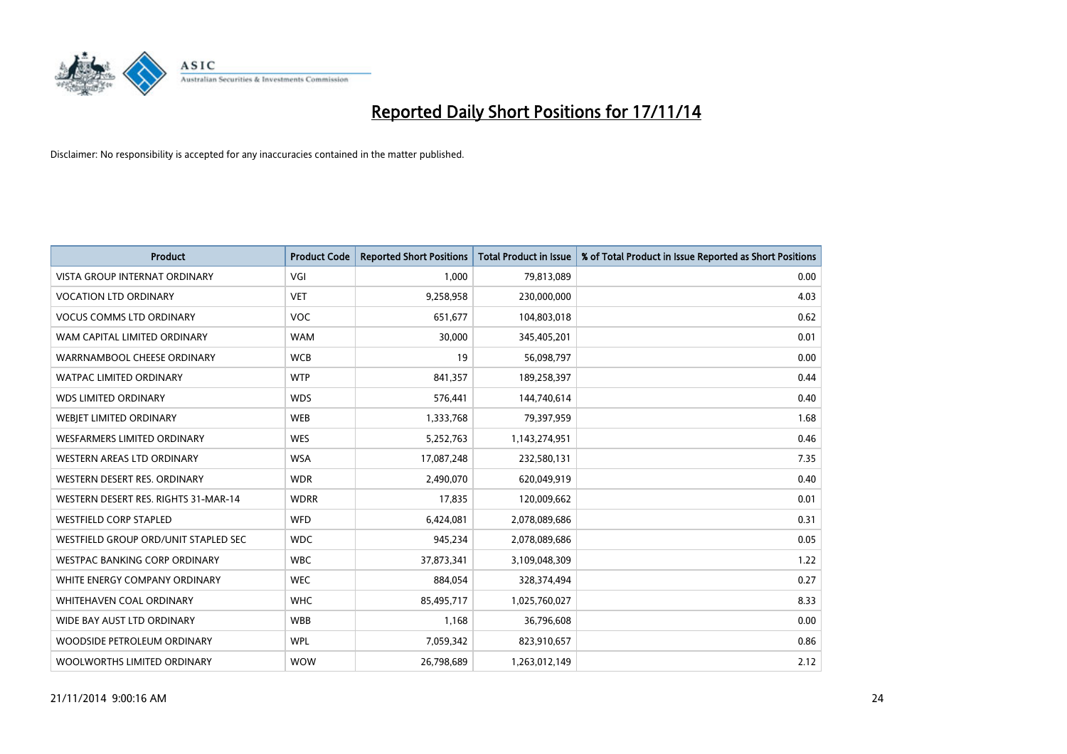# Reported Daily Short Positions for 17/11/14

Disclaimer: No responsibility is accepted for any inaccuracies contained in the matter published.

| Product | Product Code | Reported Short Positions | Total Product in Issue | % of Total Product in Issue Reported as Short Positions |
|---|---|---|---|---|
| VISTA GROUP INTERNAT ORDINARY | VGI | 1,000 | 79,813,089 | 0.00 |
| VOCATION LTD ORDINARY | VET | 9,258,958 | 230,000,000 | 4.03 |
| VOCUS COMMS LTD ORDINARY | VOC | 651,677 | 104,803,018 | 0.62 |
| WAM CAPITAL LIMITED ORDINARY | WAM | 30,000 | 345,405,201 | 0.01 |
| WARRNAMBOOL CHEESE ORDINARY | WCB | 19 | 56,098,797 | 0.00 |
| WATPAC LIMITED ORDINARY | WTP | 841,357 | 189,258,397 | 0.44 |
| WDS LIMITED ORDINARY | WDS | 576,441 | 144,740,614 | 0.40 |
| WEBJET LIMITED ORDINARY | WEB | 1,333,768 | 79,397,959 | 1.68 |
| WESFARMERS LIMITED ORDINARY | WES | 5,252,763 | 1,143,274,951 | 0.46 |
| WESTERN AREAS LTD ORDINARY | WSA | 17,087,248 | 232,580,131 | 7.35 |
| WESTERN DESERT RES. ORDINARY | WDR | 2,490,070 | 620,049,919 | 0.40 |
| WESTERN DESERT RES. RIGHTS 31-MAR-14 | WDRR | 17,835 | 120,009,662 | 0.01 |
| WESTFIELD CORP STAPLED | WFD | 6,424,081 | 2,078,089,686 | 0.31 |
| WESTFIELD GROUP ORD/UNIT STAPLED SEC | WDC | 945,234 | 2,078,089,686 | 0.05 |
| WESTPAC BANKING CORP ORDINARY | WBC | 37,873,341 | 3,109,048,309 | 1.22 |
| WHITE ENERGY COMPANY ORDINARY | WEC | 884,054 | 328,374,494 | 0.27 |
| WHITEHAVEN COAL ORDINARY | WHC | 85,495,717 | 1,025,760,027 | 8.33 |
| WIDE BAY AUST LTD ORDINARY | WBB | 1,168 | 36,796,608 | 0.00 |
| WOODSIDE PETROLEUM ORDINARY | WPL | 7,059,342 | 823,910,657 | 0.86 |
| WOOLWORTHS LIMITED ORDINARY | WOW | 26,798,689 | 1,263,012,149 | 2.12 |

21/11/2014 9:00:16 AM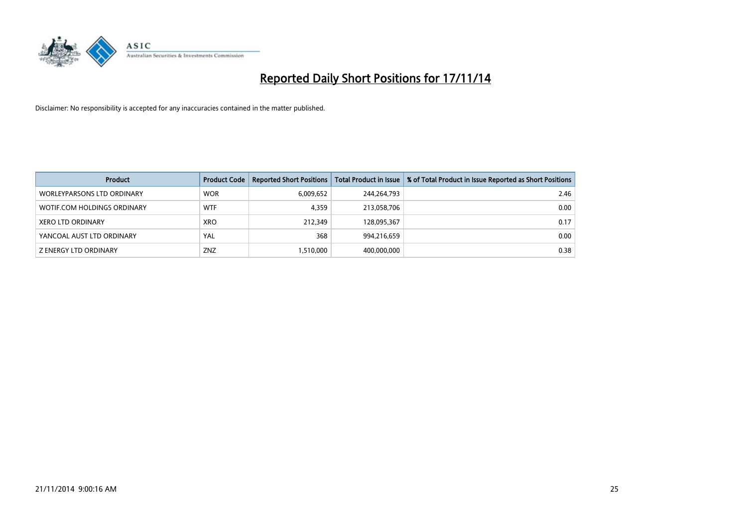# Reported Daily Short Positions for 17/11/14

Disclaimer: No responsibility is accepted for any inaccuracies contained in the matter published.

| Product | Product Code | Reported Short Positions | Total Product in Issue | % of Total Product in Issue Reported as Short Positions |
|---|---|---|---|---|
| WORLEYPARSONS LTD ORDINARY | WOR | 6,009,652 | 244,264,793 | 2.46 |
| WOTIF.COM HOLDINGS ORDINARY | WTF | 4,359 | 213,058,706 | 0.00 |
| XERO LTD ORDINARY | XRO | 212,349 | 128,095,367 | 0.17 |
| YANCOAL AUST LTD ORDINARY | YAL | 368 | 994,216,659 | 0.00 |
| Z ENERGY LTD ORDINARY | ZNZ | 1,510,000 | 400,000,000 | 0.38 |

21/11/2014 9:00:16 AM